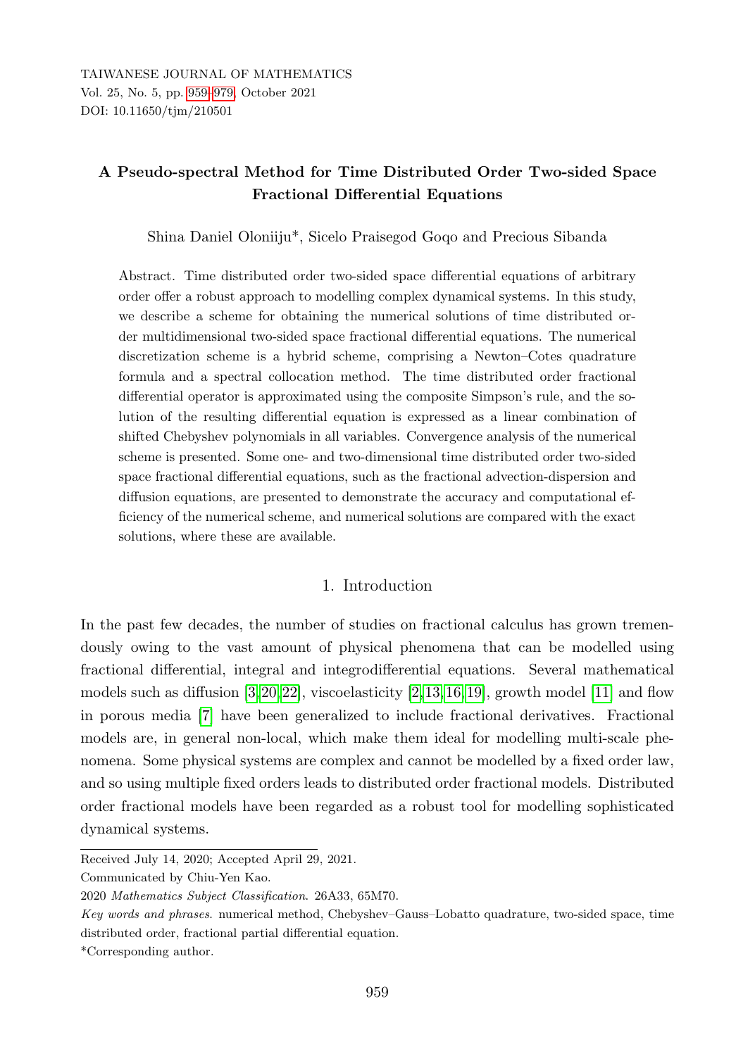# A Pseudo-spectral Method for Time Distributed Order Two-sided Space Fractional Differential Equations

Shina Daniel Oloniiju*, Sicelo Praisegod Goqo and Precious Sibanda

Abstract. Time distributed order two-sided space differential equations of arbitrary order offer a robust approach to modelling complex dynamical systems. In this study, we describe a scheme for obtaining the numerical solutions of time distributed order multidimensional two-sided space fractional differential equations. The numerical discretization scheme is a hybrid scheme, comprising a Newton–Cotes quadrature formula and a spectral collocation method. The time distributed order fractional differential operator is approximated using the composite Simpson's rule, and the solution of the resulting differential equation is expressed as a linear combination of shifted Chebyshev polynomials in all variables. Convergence analysis of the numerical scheme is presented. Some one- and two-dimensional time distributed order two-sided space fractional differential equations, such as the fractional advection-dispersion and diffusion equations, are presented to demonstrate the accuracy and computational efficiency of the numerical scheme, and numerical solutions are compared with the exact solutions, where these are available.

## 1. Introduction

In the past few decades, the number of studies on fractional calculus has grown tremendously owing to the vast amount of physical phenomena that can be modelled using fractional differential, integral and integrodifferential equations. Several mathematical models such as diffusion [3,20,22], viscoelasticity [2,13,16,19], growth model [11] and flow in porous media [7] have been generalized to include fractional derivatives. Fractional models are, in general non-local, which make them ideal for modelling multi-scale phenomena. Some physical systems are complex and cannot be modelled by a fixed order law, and so using multiple fixed orders leads to distributed order fractional models. Distributed order fractional models have been regarded as a robust tool for modelling sophisticated dynamical systems.

---

Received July 14, 2020; Accepted April 29, 2021.

Communicated by Chiu-Yen Kao.

2020 *Mathematics Subject Classification*. 26A33, 65M70.

*Key words and phrases*. numerical method, Chebyshev–Gauss–Lobatto quadrature, two-sided space, time distributed order, fractional partial differential equation.

*Corresponding author.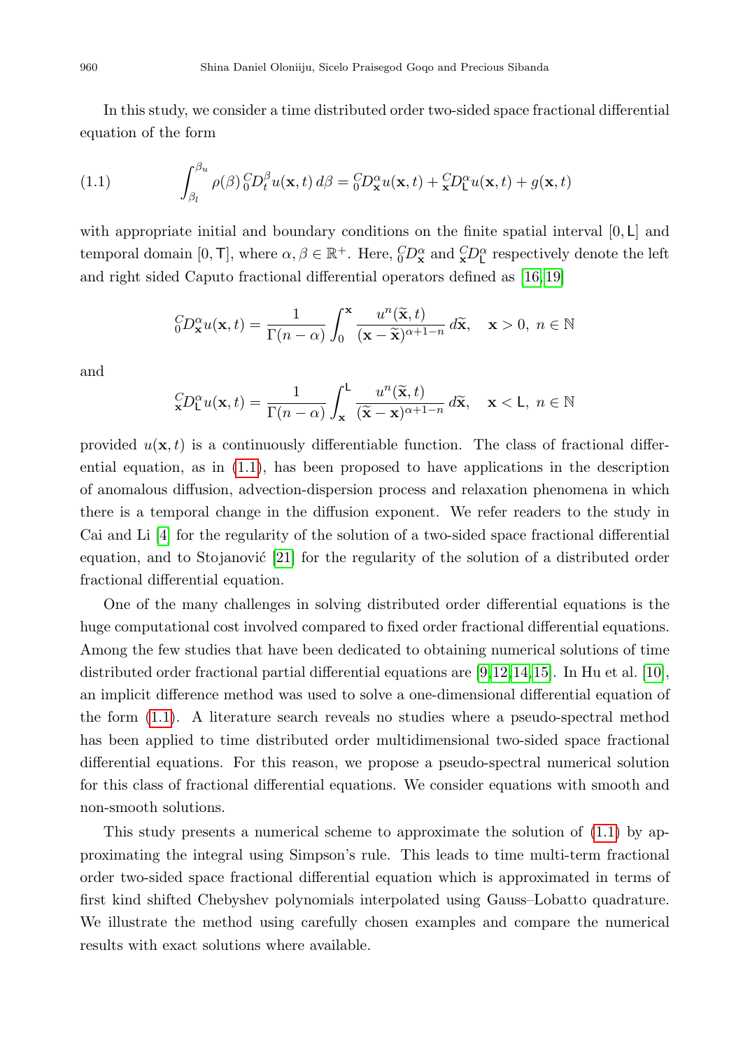In this study, we consider a time distributed order two-sided space fractional differential equation of the form

$$\int_{\beta_l}^{\beta_u} \rho(\beta)\, {}_0^C D_t^\beta u(\mathbf{x},t)\, d\beta = {}_0^C D_{\mathbf{x}}^\alpha u(\mathbf{x},t) + {}_{\mathbf{x}}^C D_{\mathsf{L}}^\alpha u(\mathbf{x},t) + g(\mathbf{x},t) \tag{1.1}$$

with appropriate initial and boundary conditions on the finite spatial interval $[0, \mathsf{L}]$ and temporal domain $[0, \mathsf{T}]$, where $\alpha, \beta \in \mathbb{R}^+$. Here, ${}_0^C D_{\mathbf{x}}^\alpha$ and ${}_{\mathbf{x}}^C D_{\mathsf{L}}^\alpha$ respectively denote the left and right sided Caputo fractional differential operators defined as [16,19]

$${}_0^C D_{\mathbf{x}}^\alpha u(\mathbf{x},t) = \frac{1}{\Gamma(n-\alpha)} \int_0^{\mathbf{x}} \frac{u^n(\widetilde{\mathbf{x}},t)}{(\mathbf{x}-\widetilde{\mathbf{x}})^{\alpha+1-n}}\, d\widetilde{\mathbf{x}}, \quad \mathbf{x} > 0,\ n \in \mathbb{N}$$

and

$${}_{\mathbf{x}}^C D_{\mathsf{L}}^\alpha u(\mathbf{x},t) = \frac{1}{\Gamma(n-\alpha)} \int_{\mathbf{x}}^{\mathsf{L}} \frac{u^n(\widetilde{\mathbf{x}},t)}{(\widetilde{\mathbf{x}}-\mathbf{x})^{\alpha+1-n}}\, d\widetilde{\mathbf{x}}, \quad \mathbf{x} < \mathsf{L},\ n \in \mathbb{N}$$

provided $u(\mathbf{x},t)$ is a continuously differentiable function. The class of fractional differential equation, as in (1.1), has been proposed to have applications in the description of anomalous diffusion, advection-dispersion process and relaxation phenomena in which there is a temporal change in the diffusion exponent. We refer readers to the study in Cai and Li [4] for the regularity of the solution of a two-sided space fractional differential equation, and to Stojanović [21] for the regularity of the solution of a distributed order fractional differential equation.

One of the many challenges in solving distributed order differential equations is the huge computational cost involved compared to fixed order fractional differential equations. Among the few studies that have been dedicated to obtaining numerical solutions of time distributed order fractional partial differential equations are [9,12,14,15]. In Hu et al. [10], an implicit difference method was used to solve a one-dimensional differential equation of the form (1.1). A literature search reveals no studies where a pseudo-spectral method has been applied to time distributed order multidimensional two-sided space fractional differential equations. For this reason, we propose a pseudo-spectral numerical solution for this class of fractional differential equations. We consider equations with smooth and non-smooth solutions.

This study presents a numerical scheme to approximate the solution of (1.1) by approximating the integral using Simpson's rule. This leads to time multi-term fractional order two-sided space fractional differential equation which is approximated in terms of first kind shifted Chebyshev polynomials interpolated using Gauss–Lobatto quadrature. We illustrate the method using carefully chosen examples and compare the numerical results with exact solutions where available.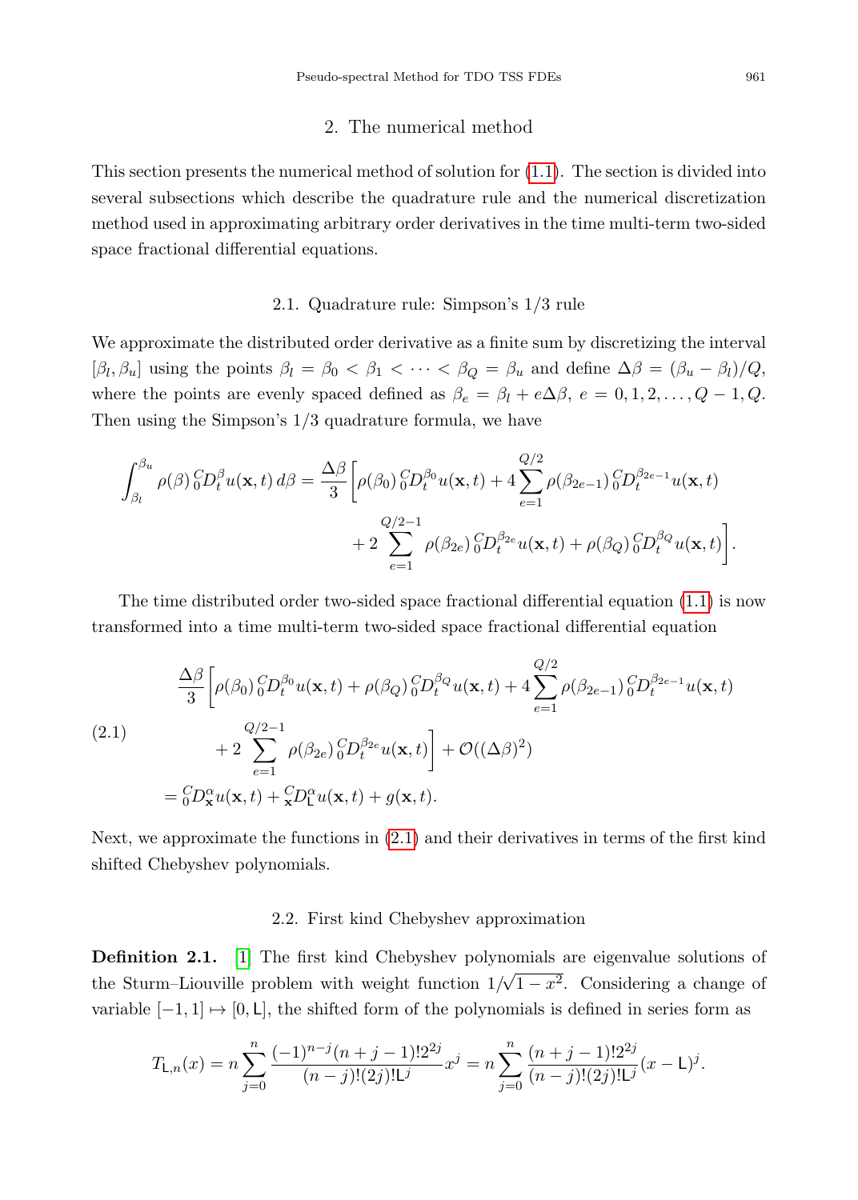## 2. The numerical method

This section presents the numerical method of solution for (1.1). The section is divided into several subsections which describe the quadrature rule and the numerical discretization method used in approximating arbitrary order derivatives in the time multi-term two-sided space fractional differential equations.

### 2.1. Quadrature rule: Simpson's 1/3 rule

We approximate the distributed order derivative as a finite sum by discretizing the interval $[\beta_l, \beta_u]$ using the points $\beta_l = \beta_0 < \beta_1 < \cdots < \beta_Q = \beta_u$ and define $\Delta\beta = (\beta_u - \beta_l)/Q$, where the points are evenly spaced defined as $\beta_e = \beta_l + e\Delta\beta$, $e = 0, 1, 2, \ldots, Q-1, Q$. Then using the Simpson's 1/3 quadrature formula, we have

$$\int_{\beta_l}^{\beta_u} \rho(\beta)\, {}_0^C D_t^{\beta} u(\mathbf{x}, t)\, d\beta = \frac{\Delta\beta}{3}\Bigg[\rho(\beta_0)\, {}_0^C D_t^{\beta_0} u(\mathbf{x}, t) + 4\sum_{e=1}^{Q/2} \rho(\beta_{2e-1})\, {}_0^C D_t^{\beta_{2e-1}} u(\mathbf{x}, t) + 2\sum_{e=1}^{Q/2-1} \rho(\beta_{2e})\, {}_0^C D_t^{\beta_{2e}} u(\mathbf{x}, t) + \rho(\beta_Q)\, {}_0^C D_t^{\beta_Q} u(\mathbf{x}, t)\Bigg].$$

The time distributed order two-sided space fractional differential equation (1.1) is now transformed into a time multi-term two-sided space fractional differential equation

$$\begin{aligned}
&\frac{\Delta\beta}{3}\Bigg[\rho(\beta_0)\, {}_0^C D_t^{\beta_0} u(\mathbf{x}, t) + \rho(\beta_Q)\, {}_0^C D_t^{\beta_Q} u(\mathbf{x}, t) + 4\sum_{e=1}^{Q/2} \rho(\beta_{2e-1})\, {}_0^C D_t^{\beta_{2e-1}} u(\mathbf{x}, t) \\
&\qquad + 2\sum_{e=1}^{Q/2-1} \rho(\beta_{2e})\, {}_0^C D_t^{\beta_{2e}} u(\mathbf{x}, t)\Bigg] + \mathcal{O}((\Delta\beta)^2) \\
&= {}_0^C D_{\mathbf{x}}^{\alpha} u(\mathbf{x}, t) + {}_{\mathbf{x}}^C D_{\mathsf{L}}^{\alpha} u(\mathbf{x}, t) + g(\mathbf{x}, t).
\end{aligned} \tag{2.1}$$

Next, we approximate the functions in (2.1) and their derivatives in terms of the first kind shifted Chebyshev polynomials.

### 2.2. First kind Chebyshev approximation

**Definition 2.1.** [1] The first kind Chebyshev polynomials are eigenvalue solutions of the Sturm–Liouville problem with weight function $1/\sqrt{1-x^2}$. Considering a change of variable $[-1, 1] \mapsto [0, \mathsf{L}]$, the shifted form of the polynomials is defined in series form as

$$T_{\mathsf{L},n}(x) = n\sum_{j=0}^{n} \frac{(-1)^{n-j}(n+j-1)!\,2^{2j}}{(n-j)!\,(2j)!\,\mathsf{L}^j} x^j = n\sum_{j=0}^{n} \frac{(n+j-1)!\,2^{2j}}{(n-j)!\,(2j)!\,\mathsf{L}^j} (x-\mathsf{L})^j.$$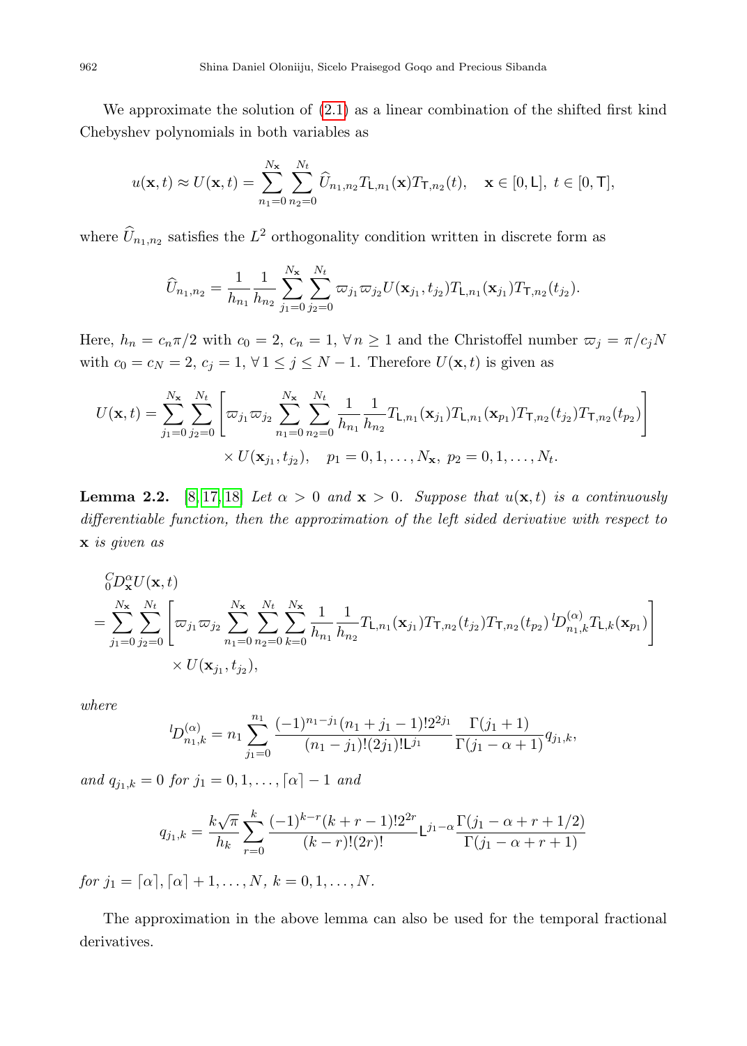We approximate the solution of (2.1) as a linear combination of the shifted first kind Chebyshev polynomials in both variables as

$$u(\mathbf{x},t) \approx U(\mathbf{x},t) = \sum_{n_1=0}^{N_{\mathbf{x}}} \sum_{n_2=0}^{N_t} \widehat{U}_{n_1,n_2} T_{\mathsf{L},n_1}(\mathbf{x}) T_{\mathsf{T},n_2}(t), \quad \mathbf{x} \in [0,\mathsf{L}],\ t \in [0,\mathsf{T}],$$

where $\widehat{U}_{n_1,n_2}$ satisfies the $L^2$ orthogonality condition written in discrete form as

$$\widehat{U}_{n_1,n_2} = \frac{1}{h_{n_1}} \frac{1}{h_{n_2}} \sum_{j_1=0}^{N_{\mathbf{x}}} \sum_{j_2=0}^{N_t} \varpi_{j_1} \varpi_{j_2} U(\mathbf{x}_{j_1}, t_{j_2}) T_{\mathsf{L},n_1}(\mathbf{x}_{j_1}) T_{\mathsf{T},n_2}(t_{j_2}).$$

Here, $h_n = c_n\pi/2$ with $c_0 = 2$, $c_n = 1$, $\forall\, n \geq 1$ and the Christoffel number $\varpi_j = \pi/c_j N$ with $c_0 = c_N = 2$, $c_j = 1$, $\forall\, 1 \leq j \leq N-1$. Therefore $U(\mathbf{x},t)$ is given as

$$U(\mathbf{x},t) = \sum_{j_1=0}^{N_{\mathbf{x}}} \sum_{j_2=0}^{N_t} \left[ \varpi_{j_1} \varpi_{j_2} \sum_{n_1=0}^{N_{\mathbf{x}}} \sum_{n_2=0}^{N_t} \frac{1}{h_{n_1}} \frac{1}{h_{n_2}} T_{\mathsf{L},n_1}(\mathbf{x}_{j_1}) T_{\mathsf{L},n_1}(\mathbf{x}_{p_1}) T_{\mathsf{T},n_2}(t_{j_2}) T_{\mathsf{T},n_2}(t_{p_2}) \right] \times U(\mathbf{x}_{j_1}, t_{j_2}), \quad p_1 = 0,1,\ldots,N_{\mathbf{x}},\ p_2 = 0,1,\ldots,N_t.$$

**Lemma 2.2.** [8, 17, 18] *Let $\alpha > 0$ and $\mathbf{x} > 0$. Suppose that $u(\mathbf{x},t)$ is a continuously differentiable function, then the approximation of the left sided derivative with respect to $\mathbf{x}$ is given as*

$$\begin{aligned} &{}^{C}_{0}D^{\alpha}_{\mathbf{x}} U(\mathbf{x},t) \\ &= \sum_{j_1=0}^{N_{\mathbf{x}}} \sum_{j_2=0}^{N_t} \left[ \varpi_{j_1} \varpi_{j_2} \sum_{n_1=0}^{N_{\mathbf{x}}} \sum_{n_2=0}^{N_t} \sum_{k=0}^{N_{\mathbf{x}}} \frac{1}{h_{n_1}} \frac{1}{h_{n_2}} T_{\mathsf{L},n_1}(\mathbf{x}_{j_1}) T_{\mathsf{T},n_2}(t_{j_2}) T_{\mathsf{T},n_2}(t_{p_2})\, {}^{l}D^{(\alpha)}_{n_1,k} T_{\mathsf{L},k}(\mathbf{x}_{p_1}) \right] \\ &\quad \times U(\mathbf{x}_{j_1}, t_{j_2}), \end{aligned}$$

*where*

$${}^{l}D^{(\alpha)}_{n_1,k} = n_1 \sum_{j_1=0}^{n_1} \frac{(-1)^{n_1-j_1}(n_1+j_1-1)!\,2^{2j_1}}{(n_1-j_1)!(2j_1)!\,\mathsf{L}^{j_1}} \frac{\Gamma(j_1+1)}{\Gamma(j_1-\alpha+1)} q_{j_1,k},$$

*and $q_{j_1,k} = 0$ for $j_1 = 0,1,\ldots,\lceil\alpha\rceil - 1$ and*

$$q_{j_1,k} = \frac{k\sqrt{\pi}}{h_k} \sum_{r=0}^{k} \frac{(-1)^{k-r}(k+r-1)!\,2^{2r}}{(k-r)!(2r)!} \mathsf{L}^{j_1-\alpha} \frac{\Gamma(j_1-\alpha+r+1/2)}{\Gamma(j_1-\alpha+r+1)}$$

*for $j_1 = \lceil\alpha\rceil, \lceil\alpha\rceil+1,\ldots,N$, $k = 0,1,\ldots,N$.*

The approximation in the above lemma can also be used for the temporal fractional derivatives.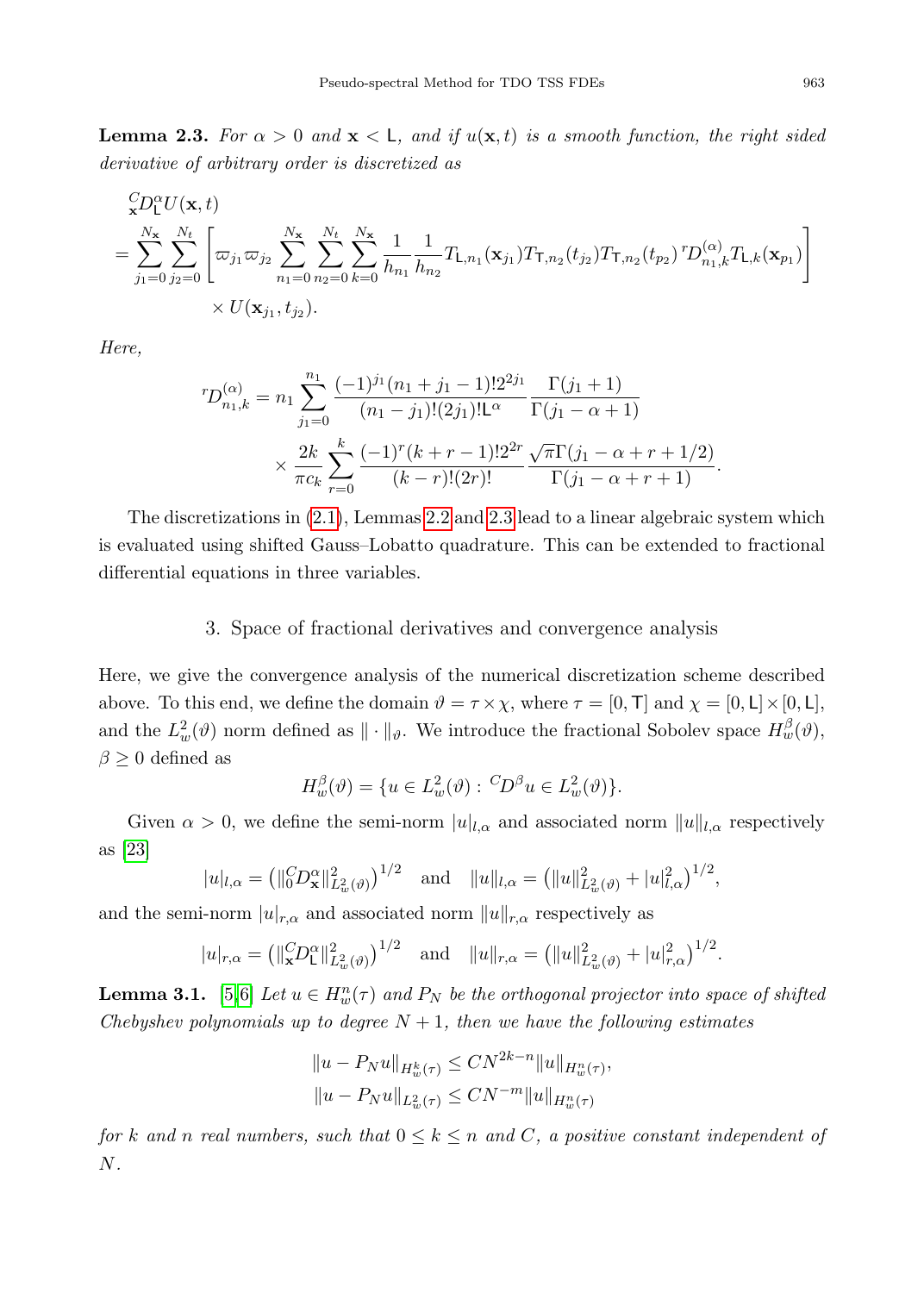**Lemma 2.3.** *For $\alpha > 0$ and $\mathbf{x} < \mathsf{L}$, and if $u(\mathbf{x}, t)$ is a smooth function, the right sided derivative of arbitrary order is discretized as*

$$
\begin{aligned}
&{}_{\mathbf{x}}^{C}D_{\mathsf{L}}^{\alpha}U(\mathbf{x}, t) \\
&= \sum_{j_1=0}^{N_{\mathbf{x}}} \sum_{j_2=0}^{N_t} \left[ \varpi_{j_1} \varpi_{j_2} \sum_{n_1=0}^{N_{\mathbf{x}}} \sum_{n_2=0}^{N_t} \sum_{k=0}^{N_{\mathbf{x}}} \frac{1}{h_{n_1}} \frac{1}{h_{n_2}} T_{\mathsf{L},n_1}(\mathbf{x}_{j_1}) T_{\mathsf{T},n_2}(t_{j_2}) T_{\mathsf{T},n_2}(t_{p_2})\, {}^{r}D_{n_1,k}^{(\alpha)} T_{\mathsf{L},k}(\mathbf{x}_{p_1}) \right] \\
&\quad \times U(\mathbf{x}_{j_1}, t_{j_2}).
\end{aligned}
$$

*Here,*

$$
\begin{aligned}
{}^{r}D_{n_1,k}^{(\alpha)} &= n_1 \sum_{j_1=0}^{n_1} \frac{(-1)^{j_1}(n_1 + j_1 - 1)! 2^{2j_1}}{(n_1 - j_1)!(2j_1)! \mathsf{L}^{\alpha}} \frac{\Gamma(j_1 + 1)}{\Gamma(j_1 - \alpha + 1)} \\
&\quad \times \frac{2k}{\pi c_k} \sum_{r=0}^{k} \frac{(-1)^r (k + r - 1)! 2^{2r}}{(k - r)!(2r)!} \frac{\sqrt{\pi}\Gamma(j_1 - \alpha + r + 1/2)}{\Gamma(j_1 - \alpha + r + 1)}.
\end{aligned}
$$

The discretizations in (2.1), Lemmas 2.2 and 2.3 lead to a linear algebraic system which is evaluated using shifted Gauss–Lobatto quadrature. This can be extended to fractional differential equations in three variables.

## 3. Space of fractional derivatives and convergence analysis

Here, we give the convergence analysis of the numerical discretization scheme described above. To this end, we define the domain $\vartheta = \tau \times \chi$, where $\tau = [0, \mathsf{T}]$ and $\chi = [0, \mathsf{L}] \times [0, \mathsf{L}]$, and the $L_w^2(\vartheta)$ norm defined as $\| \cdot \|_{\vartheta}$. We introduce the fractional Sobolev space $H_w^{\beta}(\vartheta)$, $\beta \geq 0$ defined as

$$
H_w^{\beta}(\vartheta) = \{ u \in L_w^2(\vartheta) : {}^{C}D^{\beta} u \in L_w^2(\vartheta) \}.
$$

Given $\alpha > 0$, we define the semi-norm $|u|_{l,\alpha}$ and associated norm $\|u\|_{l,\alpha}$ respectively as [23]

$$
|u|_{l,\alpha} = \left( \| {}_{0}^{C}D_{\mathbf{x}}^{\alpha} \|_{L_w^2(\vartheta)}^2 \right)^{1/2} \quad \text{and} \quad \|u\|_{l,\alpha} = \left( \|u\|_{L_w^2(\vartheta)}^2 + |u|_{l,\alpha}^2 \right)^{1/2},
$$

and the semi-norm $|u|_{r,\alpha}$ and associated norm $\|u\|_{r,\alpha}$ respectively as

$$
|u|_{r,\alpha} = \left( \| {}_{\mathbf{x}}^{C}D_{\mathsf{L}}^{\alpha} \|_{L_w^2(\vartheta)}^2 \right)^{1/2} \quad \text{and} \quad \|u\|_{r,\alpha} = \left( \|u\|_{L_w^2(\vartheta)}^2 + |u|_{r,\alpha}^2 \right)^{1/2}.
$$

**Lemma 3.1.** [5,6] *Let $u \in H_w^n(\tau)$ and $P_N$ be the orthogonal projector into space of shifted Chebyshev polynomials up to degree $N + 1$, then we have the following estimates*

$$
\begin{aligned}
\|u - P_N u\|_{H_w^k(\tau)} &\leq C N^{2k - n} \|u\|_{H_w^n(\tau)}, \\
\|u - P_N u\|_{L_w^2(\tau)} &\leq C N^{-m} \|u\|_{H_w^n(\tau)}
\end{aligned}
$$

*for $k$ and $n$ real numbers, such that $0 \leq k \leq n$ and $C$, a positive constant independent of $N$.*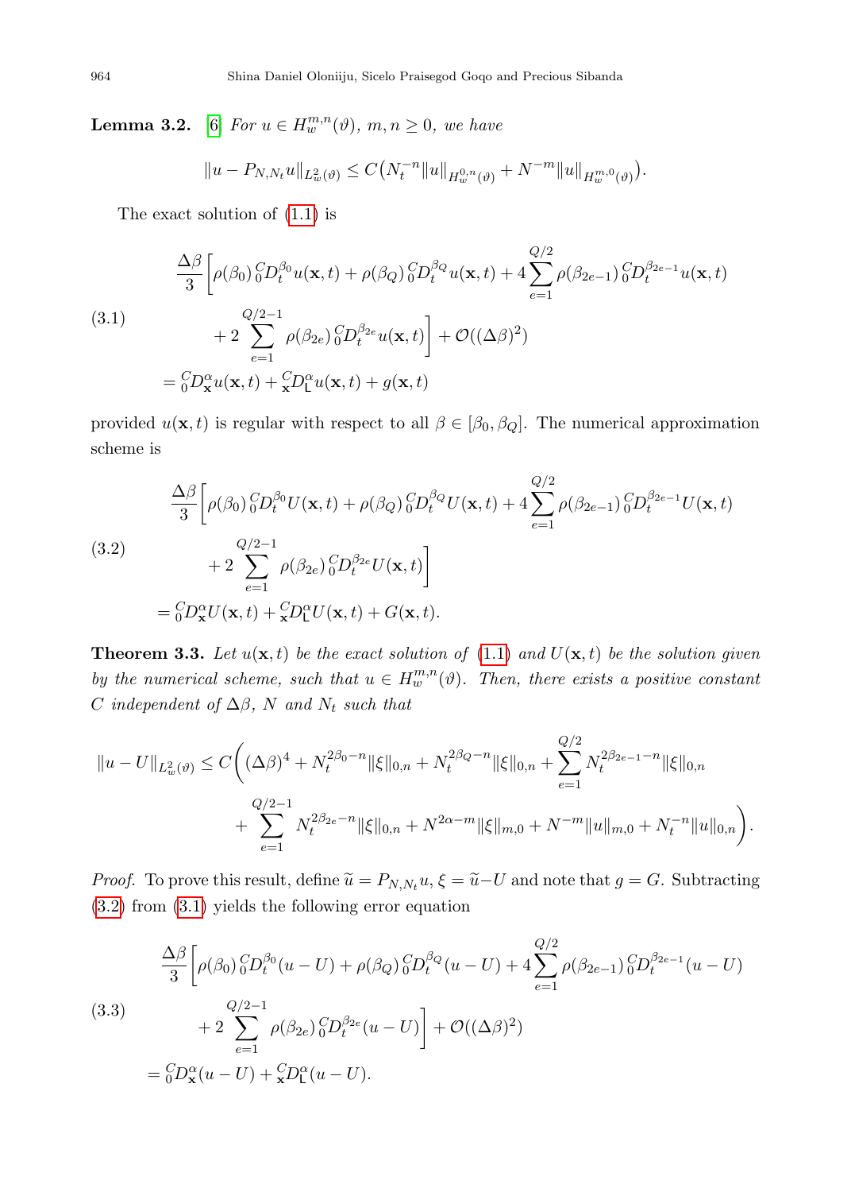**Lemma 3.2.** [6] *For* $u \in H_w^{m,n}(\vartheta)$, $m, n \geq 0$, *we have*

$$\|u - P_{N,N_t}u\|_{L_w^2(\vartheta)} \leq C\big(N_t^{-n}\|u\|_{H_w^{0,n}(\vartheta)} + N^{-m}\|u\|_{H_w^{m,0}(\vartheta)}\big).$$

The exact solution of (1.1) is

$$\begin{aligned}
&\frac{\Delta\beta}{3}\Bigg[\rho(\beta_0)\,{}_0^CD_t^{\beta_0}u(\mathbf{x},t) + \rho(\beta_Q)\,{}_0^CD_t^{\beta_Q}u(\mathbf{x},t) + 4\sum_{e=1}^{Q/2}\rho(\beta_{2e-1})\,{}_0^CD_t^{\beta_{2e-1}}u(\mathbf{x},t) \\
&\qquad + 2\sum_{e=1}^{Q/2-1}\rho(\beta_{2e})\,{}_0^CD_t^{\beta_{2e}}u(\mathbf{x},t)\Bigg] + \mathcal{O}((\Delta\beta)^2) \\
&= {}_0^CD_{\mathbf{x}}^{\alpha}u(\mathbf{x},t) + {}_{\mathbf{x}}^CD_{\mathsf{L}}^{\alpha}u(\mathbf{x},t) + g(\mathbf{x},t)
\end{aligned} \tag{3.1}$$

provided $u(\mathbf{x},t)$ is regular with respect to all $\beta \in [\beta_0, \beta_Q]$. The numerical approximation scheme is

$$\begin{aligned}
&\frac{\Delta\beta}{3}\Bigg[\rho(\beta_0)\,{}_0^CD_t^{\beta_0}U(\mathbf{x},t) + \rho(\beta_Q)\,{}_0^CD_t^{\beta_Q}U(\mathbf{x},t) + 4\sum_{e=1}^{Q/2}\rho(\beta_{2e-1})\,{}_0^CD_t^{\beta_{2e-1}}U(\mathbf{x},t) \\
&\qquad + 2\sum_{e=1}^{Q/2-1}\rho(\beta_{2e})\,{}_0^CD_t^{\beta_{2e}}U(\mathbf{x},t)\Bigg] \\
&= {}_0^CD_{\mathbf{x}}^{\alpha}U(\mathbf{x},t) + {}_{\mathbf{x}}^CD_{\mathsf{L}}^{\alpha}U(\mathbf{x},t) + G(\mathbf{x},t).
\end{aligned} \tag{3.2}$$

**Theorem 3.3.** *Let* $u(\mathbf{x},t)$ *be the exact solution of* (1.1) *and* $U(\mathbf{x},t)$ *be the solution given by the numerical scheme, such that* $u \in H_w^{m,n}(\vartheta)$. *Then, there exists a positive constant* $C$ *independent of* $\Delta\beta$, $N$ *and* $N_t$ *such that*

$$\begin{aligned}
\|u - U\|_{L_w^2(\vartheta)} \leq C\Bigg(&(\Delta\beta)^4 + N_t^{2\beta_0 - n}\|\xi\|_{0,n} + N_t^{2\beta_Q - n}\|\xi\|_{0,n} + \sum_{e=1}^{Q/2}N_t^{2\beta_{2e-1} - n}\|\xi\|_{0,n} \\
&+ \sum_{e=1}^{Q/2-1}N_t^{2\beta_{2e} - n}\|\xi\|_{0,n} + N^{2\alpha - m}\|\xi\|_{m,0} + N^{-m}\|u\|_{m,0} + N_t^{-n}\|u\|_{0,n}\Bigg).
\end{aligned}$$

*Proof.* To prove this result, define $\widetilde{u} = P_{N,N_t}u$, $\xi = \widetilde{u} - U$ and note that $g = G$. Subtracting (3.2) from (3.1) yields the following error equation

$$\begin{aligned}
&\frac{\Delta\beta}{3}\Bigg[\rho(\beta_0)\,{}_0^CD_t^{\beta_0}(u - U) + \rho(\beta_Q)\,{}_0^CD_t^{\beta_Q}(u - U) + 4\sum_{e=1}^{Q/2}\rho(\beta_{2e-1})\,{}_0^CD_t^{\beta_{2e-1}}(u - U) \\
&\qquad + 2\sum_{e=1}^{Q/2-1}\rho(\beta_{2e})\,{}_0^CD_t^{\beta_{2e}}(u - U)\Bigg] + \mathcal{O}((\Delta\beta)^2) \\
&= {}_0^CD_{\mathbf{x}}^{\alpha}(u - U) + {}_{\mathbf{x}}^CD_{\mathsf{L}}^{\alpha}(u - U).
\end{aligned} \tag{3.3}$$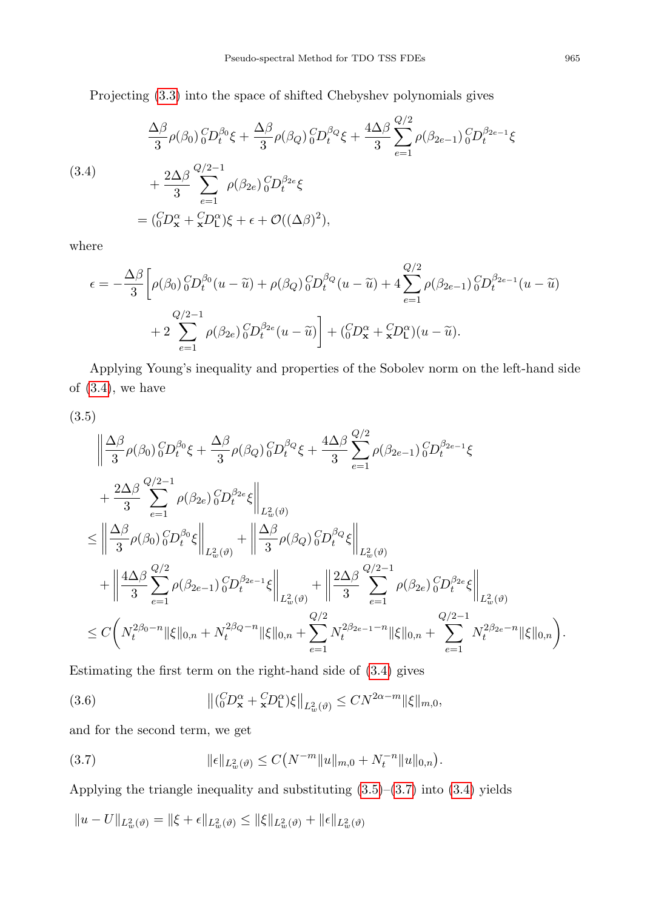Projecting (3.3) into the space of shifted Chebyshev polynomials gives

$$
\begin{aligned}
&\frac{\Delta\beta}{3}\rho(\beta_0)\,{}_0^CD_t^{\beta_0}\xi + \frac{\Delta\beta}{3}\rho(\beta_Q)\,{}_0^CD_t^{\beta_Q}\xi + \frac{4\Delta\beta}{3}\sum_{e=1}^{Q/2}\rho(\beta_{2e-1})\,{}_0^CD_t^{\beta_{2e-1}}\xi \\
&\quad + \frac{2\Delta\beta}{3}\sum_{e=1}^{Q/2-1}\rho(\beta_{2e})\,{}_0^CD_t^{\beta_{2e}}\xi \\
&= ({}_0^CD_{\mathbf{x}}^{\alpha} + {}_{\mathbf{x}}^CD_{\mathsf{L}}^{\alpha})\xi + \epsilon + \mathcal{O}((\Delta\beta)^2),
\end{aligned} \tag{3.4}
$$

where

$$
\begin{aligned}
\epsilon = -\frac{\Delta\beta}{3}\bigg[&\rho(\beta_0)\,{}_0^CD_t^{\beta_0}(u-\widetilde{u}) + \rho(\beta_Q)\,{}_0^CD_t^{\beta_Q}(u-\widetilde{u}) + 4\sum_{e=1}^{Q/2}\rho(\beta_{2e-1})\,{}_0^CD_t^{\beta_{2e-1}}(u-\widetilde{u}) \\
&+ 2\sum_{e=1}^{Q/2-1}\rho(\beta_{2e})\,{}_0^CD_t^{\beta_{2e}}(u-\widetilde{u})\bigg] + ({}_0^CD_{\mathbf{x}}^{\alpha} + {}_{\mathbf{x}}^CD_{\mathsf{L}}^{\alpha})(u-\widetilde{u}).
\end{aligned}
$$

Applying Young's inequality and properties of the Sobolev norm on the left-hand side of (3.4), we have

$$
\begin{aligned}
&\bigg\|\frac{\Delta\beta}{3}\rho(\beta_0)\,{}_0^CD_t^{\beta_0}\xi + \frac{\Delta\beta}{3}\rho(\beta_Q)\,{}_0^CD_t^{\beta_Q}\xi + \frac{4\Delta\beta}{3}\sum_{e=1}^{Q/2}\rho(\beta_{2e-1})\,{}_0^CD_t^{\beta_{2e-1}}\xi \\
&\quad + \frac{2\Delta\beta}{3}\sum_{e=1}^{Q/2-1}\rho(\beta_{2e})\,{}_0^CD_t^{\beta_{2e}}\xi\bigg\|_{L_w^2(\vartheta)} \\
&\le \bigg\|\frac{\Delta\beta}{3}\rho(\beta_0)\,{}_0^CD_t^{\beta_0}\xi\bigg\|_{L_w^2(\vartheta)} + \bigg\|\frac{\Delta\beta}{3}\rho(\beta_Q)\,{}_0^CD_t^{\beta_Q}\xi\bigg\|_{L_w^2(\vartheta)} \\
&\quad + \bigg\|\frac{4\Delta\beta}{3}\sum_{e=1}^{Q/2}\rho(\beta_{2e-1})\,{}_0^CD_t^{\beta_{2e-1}}\xi\bigg\|_{L_w^2(\vartheta)} + \bigg\|\frac{2\Delta\beta}{3}\sum_{e=1}^{Q/2-1}\rho(\beta_{2e})\,{}_0^CD_t^{\beta_{2e}}\xi\bigg\|_{L_w^2(\vartheta)} \\
&\le C\bigg(N_t^{2\beta_0-n}\|\xi\|_{0,n} + N_t^{2\beta_Q-n}\|\xi\|_{0,n} + \sum_{e=1}^{Q/2}N_t^{2\beta_{2e-1}-n}\|\xi\|_{0,n} + \sum_{e=1}^{Q/2-1}N_t^{2\beta_{2e}-n}\|\xi\|_{0,n}\bigg).
\end{aligned} \tag{3.5}
$$

Estimating the first term on the right-hand side of (3.4) gives

$$
\big\|({}_0^CD_{\mathbf{x}}^{\alpha} + {}_{\mathbf{x}}^CD_{\mathsf{L}}^{\alpha})\xi\big\|_{L_w^2(\vartheta)} \le CN^{2\alpha-m}\|\xi\|_{m,0}, \tag{3.6}
$$

and for the second term, we get

$$
\|\epsilon\|_{L_w^2(\vartheta)} \le C\big(N^{-m}\|u\|_{m,0} + N_t^{-n}\|u\|_{0,n}\big). \tag{3.7}
$$

Applying the triangle inequality and substituting (3.5)–(3.7) into (3.4) yields

$$
\|u-U\|_{L_w^2(\vartheta)} = \|\xi+\epsilon\|_{L_w^2(\vartheta)} \le \|\xi\|_{L_w^2(\vartheta)} + \|\epsilon\|_{L_w^2(\vartheta)}
$$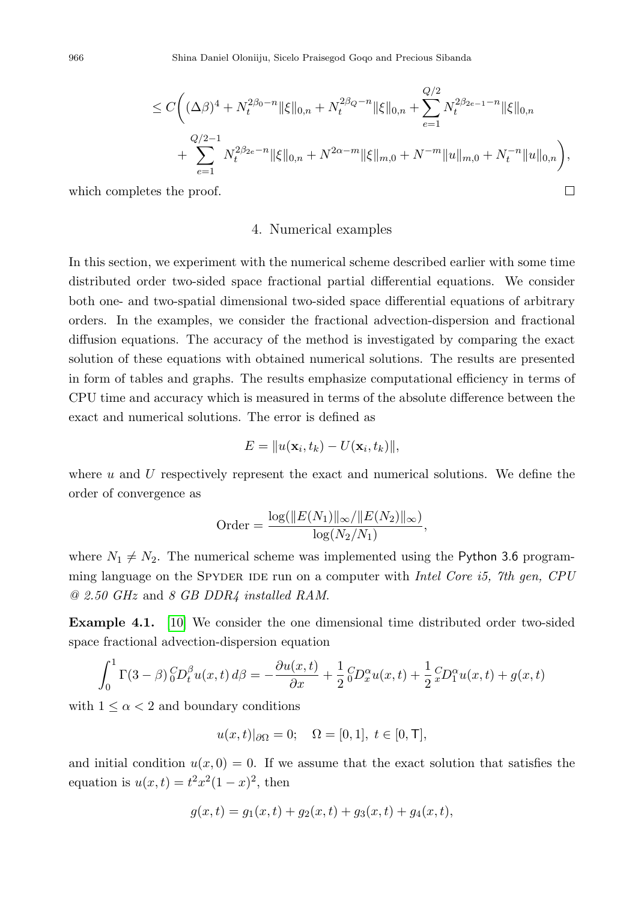$$
\leq C\bigg( (\Delta\beta)^4 + N_t^{2\beta_0 - n}\|\xi\|_{0,n} + N_t^{2\beta_Q - n}\|\xi\|_{0,n} + \sum_{e=1}^{Q/2} N_t^{2\beta_{2e-1}-n}\|\xi\|_{0,n}
+ \sum_{e=1}^{Q/2-1} N_t^{2\beta_{2e}-n}\|\xi\|_{0,n} + N^{2\alpha - m}\|\xi\|_{m,0} + N^{-m}\|u\|_{m,0} + N_t^{-n}\|u\|_{0,n}\bigg),
$$

which completes the proof. □

## 4. Numerical examples

In this section, we experiment with the numerical scheme described earlier with some time distributed order two-sided space fractional partial differential equations. We consider both one- and two-spatial dimensional two-sided space differential equations of arbitrary orders. In the examples, we consider the fractional advection-dispersion and fractional diffusion equations. The accuracy of the method is investigated by comparing the exact solution of these equations with obtained numerical solutions. The results are presented in form of tables and graphs. The results emphasize computational efficiency in terms of CPU time and accuracy which is measured in terms of the absolute difference between the exact and numerical solutions. The error is defined as

$$
E = \|u(\mathbf{x}_i, t_k) - U(\mathbf{x}_i, t_k)\|,
$$

where $u$ and $U$ respectively represent the exact and numerical solutions. We define the order of convergence as

$$
\text{Order} = \frac{\log(\|E(N_1)\|_\infty / \|E(N_2)\|_\infty)}{\log(N_2/N_1)},
$$

where $N_1 \neq N_2$. The numerical scheme was implemented using the Python 3.6 programming language on the SPYDER IDE run on a computer with *Intel Core i5, 7th gen, CPU @ 2.50 GHz* and *8 GB DDR4 installed RAM.*

**Example 4.1.** [10] We consider the one dimensional time distributed order two-sided space fractional advection-dispersion equation

$$
\int_0^1 \Gamma(3-\beta)\, {}_0^C D_t^\beta u(x,t)\, d\beta = -\frac{\partial u(x,t)}{\partial x} + \frac{1}{2}\, {}_0^C D_x^\alpha u(x,t) + \frac{1}{2}\, {}_x^C D_1^\alpha u(x,t) + g(x,t)
$$

with $1 \leq \alpha < 2$ and boundary conditions

$$
u(x,t)|_{\partial\Omega} = 0; \quad \Omega = [0,1],\ t \in [0, \mathsf{T}],
$$

and initial condition $u(x,0) = 0$. If we assume that the exact solution that satisfies the equation is $u(x,t) = t^2 x^2 (1-x)^2$, then

$$
g(x,t) = g_1(x,t) + g_2(x,t) + g_3(x,t) + g_4(x,t),
$$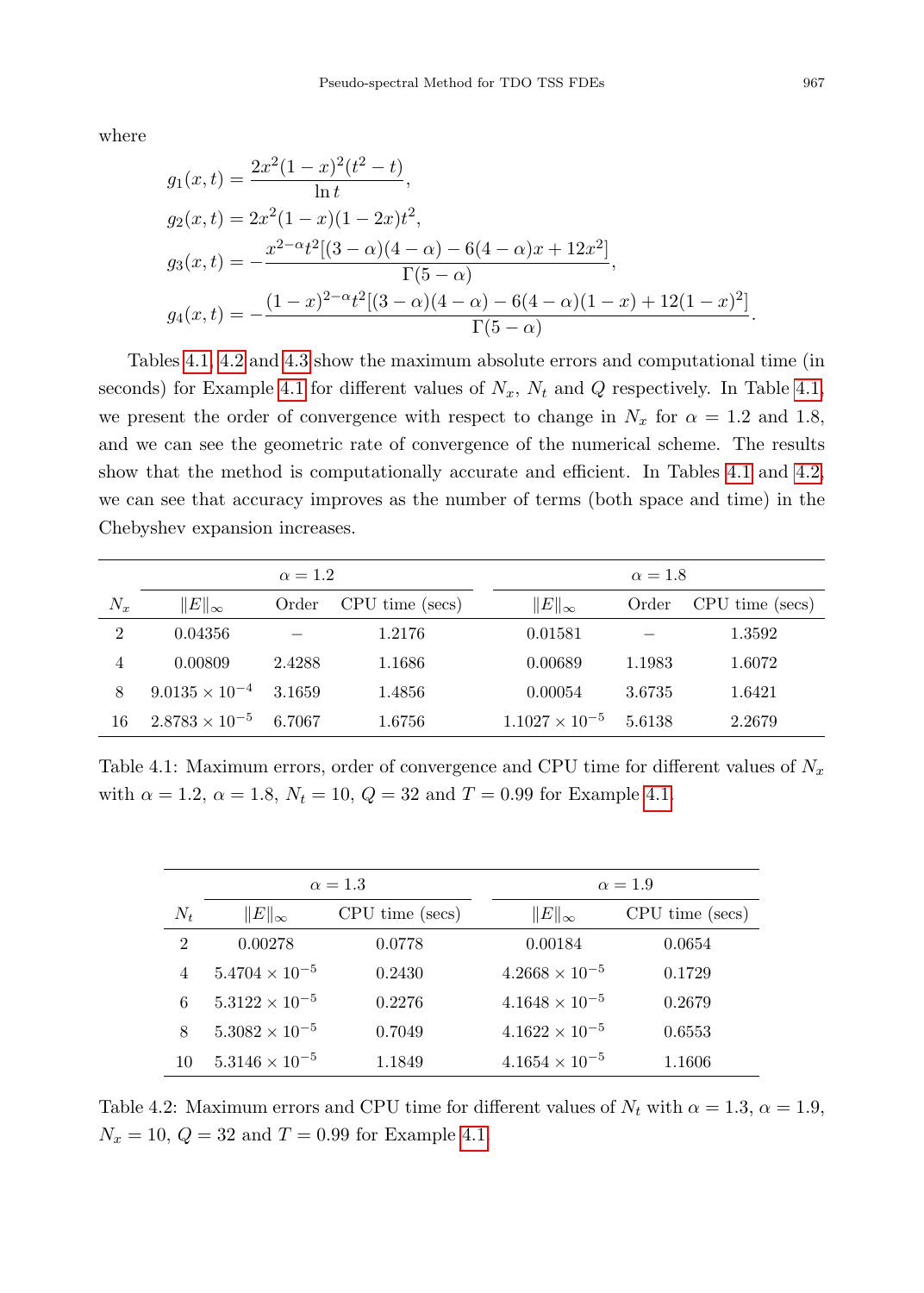where

$$
\begin{aligned}
g_1(x,t) &= \frac{2x^2(1-x)^2(t^2-t)}{\ln t},\\
g_2(x,t) &= 2x^2(1-x)(1-2x)t^2,\\
g_3(x,t) &= -\frac{x^{2-\alpha}t^2[(3-\alpha)(4-\alpha)-6(4-\alpha)x+12x^2]}{\Gamma(5-\alpha)},\\
g_4(x,t) &= -\frac{(1-x)^{2-\alpha}t^2[(3-\alpha)(4-\alpha)-6(4-\alpha)(1-x)+12(1-x)^2]}{\Gamma(5-\alpha)}.
\end{aligned}
$$

Tables 4.1, 4.2 and 4.3 show the maximum absolute errors and computational time (in seconds) for Example 4.1 for different values of $N_x$, $N_t$ and $Q$ respectively. In Table 4.1, we present the order of convergence with respect to change in $N_x$ for $\alpha = 1.2$ and 1.8, and we can see the geometric rate of convergence of the numerical scheme. The results show that the method is computationally accurate and efficient. In Tables 4.1 and 4.2, we can see that accuracy improves as the number of terms (both space and time) in the Chebyshev expansion increases.

| | $\alpha = 1.2$ | | | $\alpha = 1.8$ | | |
|---|---|---|---|---|---|---|
| $N_x$ | $\lVert E\rVert_\infty$ | Order | CPU time (secs) | $\lVert E\rVert_\infty$ | Order | CPU time (secs) |
| 2 | 0.04356 | – | 1.2176 | 0.01581 | – | 1.3592 |
| 4 | 0.00809 | 2.4288 | 1.1686 | 0.00689 | 1.1983 | 1.6072 |
| 8 | $9.0135 \times 10^{-4}$ | 3.1659 | 1.4856 | 0.00054 | 3.6735 | 1.6421 |
| 16 | $2.8783 \times 10^{-5}$ | 6.7067 | 1.6756 | $1.1027 \times 10^{-5}$ | 5.6138 | 2.2679 |

Table 4.1: Maximum errors, order of convergence and CPU time for different values of $N_x$ with $\alpha = 1.2$, $\alpha = 1.8$, $N_t = 10$, $Q = 32$ and $T = 0.99$ for Example 4.1.

| | $\alpha = 1.3$ | | $\alpha = 1.9$ | |
|---|---|---|---|---|
| $N_t$ | $\lVert E\rVert_\infty$ | CPU time (secs) | $\lVert E\rVert_\infty$ | CPU time (secs) |
| 2 | 0.00278 | 0.0778 | 0.00184 | 0.0654 |
| 4 | $5.4704 \times 10^{-5}$ | 0.2430 | $4.2668 \times 10^{-5}$ | 0.1729 |
| 6 | $5.3122 \times 10^{-5}$ | 0.2276 | $4.1648 \times 10^{-5}$ | 0.2679 |
| 8 | $5.3082 \times 10^{-5}$ | 0.7049 | $4.1622 \times 10^{-5}$ | 0.6553 |
| 10 | $5.3146 \times 10^{-5}$ | 1.1849 | $4.1654 \times 10^{-5}$ | 1.1606 |

Table 4.2: Maximum errors and CPU time for different values of $N_t$ with $\alpha = 1.3$, $\alpha = 1.9$, $N_x = 10$, $Q = 32$ and $T = 0.99$ for Example 4.1.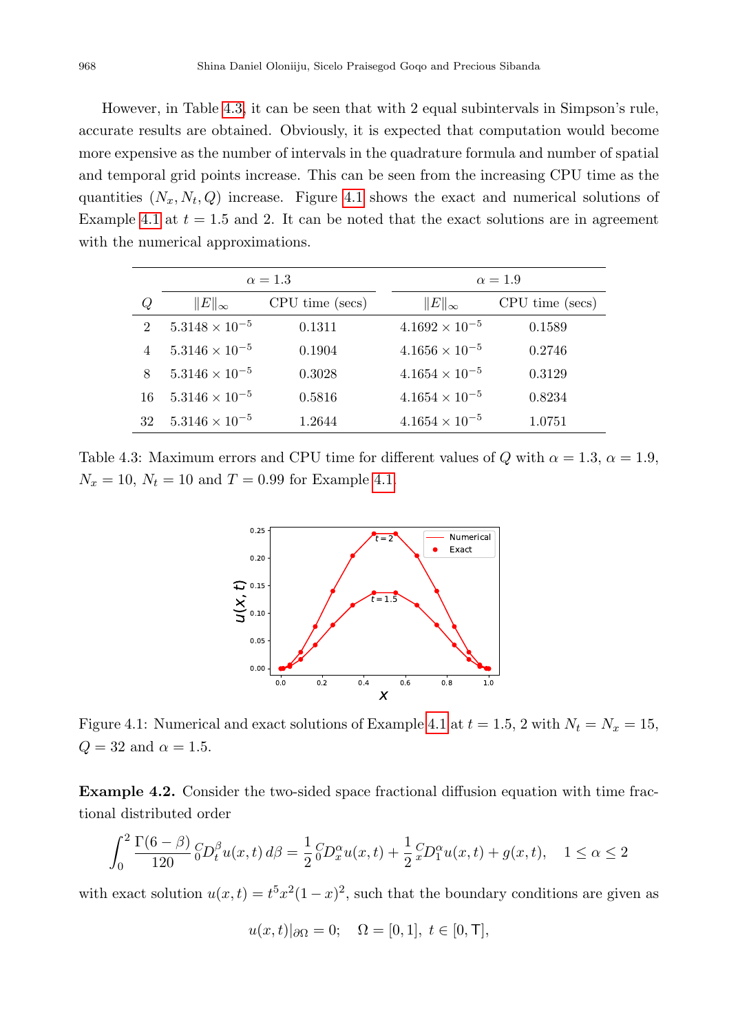However, in Table 4.3, it can be seen that with 2 equal subintervals in Simpson's rule, accurate results are obtained. Obviously, it is expected that computation would become more expensive as the number of intervals in the quadrature formula and number of spatial and temporal grid points increase. This can be seen from the increasing CPU time as the quantities $(N_x, N_t, Q)$ increase. Figure 4.1 shows the exact and numerical solutions of Example 4.1 at $t = 1.5$ and 2. It can be noted that the exact solutions are in agreement with the numerical approximations.

| | $\alpha = 1.3$ | | $\alpha = 1.9$ | |
|---|---|---|---|---|
| $Q$ | $\|E\|_\infty$ | CPU time (secs) | $\|E\|_\infty$ | CPU time (secs) |
| 2 | $5.3148 \times 10^{-5}$ | 0.1311 | $4.1692 \times 10^{-5}$ | 0.1589 |
| 4 | $5.3146 \times 10^{-5}$ | 0.1904 | $4.1656 \times 10^{-5}$ | 0.2746 |
| 8 | $5.3146 \times 10^{-5}$ | 0.3028 | $4.1654 \times 10^{-5}$ | 0.3129 |
| 16 | $5.3146 \times 10^{-5}$ | 0.5816 | $4.1654 \times 10^{-5}$ | 0.8234 |
| 32 | $5.3146 \times 10^{-5}$ | 1.2644 | $4.1654 \times 10^{-5}$ | 1.0751 |

Table 4.3: Maximum errors and CPU time for different values of $Q$ with $\alpha = 1.3$, $\alpha = 1.9$, $N_x = 10$, $N_t = 10$ and $T = 0.99$ for Example 4.1.

Figure 4.1: Numerical and exact solutions of Example 4.1 at $t = 1.5$, 2 with $N_t = N_x = 15$, $Q = 32$ and $\alpha = 1.5$.

**Example 4.2.** Consider the two-sided space fractional diffusion equation with time fractional distributed order

$$\int_0^2 \frac{\Gamma(6-\beta)}{120} \, {}_0^C D_t^\beta u(x,t)\, d\beta = \frac{1}{2} \, {}_0^C D_x^\alpha u(x,t) + \frac{1}{2} \, {}_x^C D_1^\alpha u(x,t) + g(x,t), \quad 1 \le \alpha \le 2$$

with exact solution $u(x,t) = t^5 x^2 (1-x)^2$, such that the boundary conditions are given as

$$u(x,t)|_{\partial\Omega} = 0; \quad \Omega = [0,1], \; t \in [0, \mathsf{T}],$$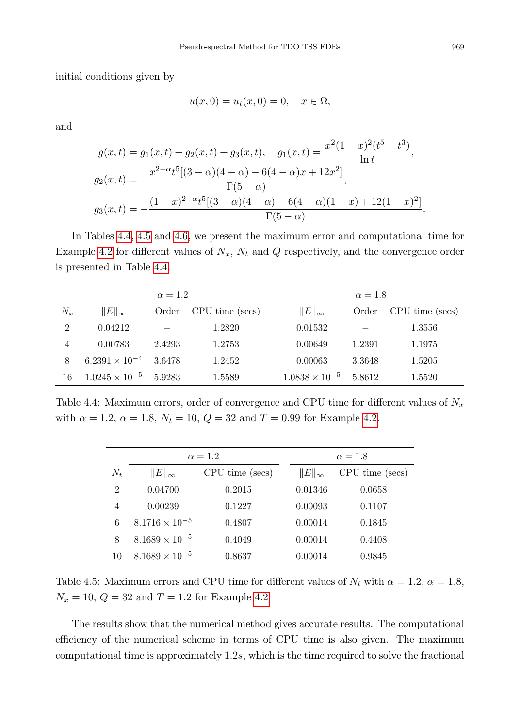initial conditions given by

$$u(x,0) = u_t(x,0) = 0, \quad x \in \Omega,$$

and

$$g(x,t) = g_1(x,t) + g_2(x,t) + g_3(x,t), \quad g_1(x,t) = \frac{x^2(1-x)^2(t^5 - t^3)}{\ln t},$$

$$g_2(x,t) = -\frac{x^{2-\alpha} t^5 [(3-\alpha)(4-\alpha) - 6(4-\alpha)x + 12x^2]}{\Gamma(5-\alpha)},$$

$$g_3(x,t) = -\frac{(1-x)^{2-\alpha} t^5 [(3-\alpha)(4-\alpha) - 6(4-\alpha)(1-x) + 12(1-x)^2]}{\Gamma(5-\alpha)}.$$

In Tables 4.4, 4.5 and 4.6, we present the maximum error and computational time for Example 4.2 for different values of $N_x$, $N_t$ and $Q$ respectively, and the convergence order is presented in Table 4.4.

| | $\alpha = 1.2$ | | | $\alpha = 1.8$ | | |
|---|---|---|---|---|---|---|
| $N_x$ | $\lVert E \rVert_\infty$ | Order | CPU time (secs) | $\lVert E \rVert_\infty$ | Order | CPU time (secs) |
| 2 | 0.04212 | – | 1.2820 | 0.01532 | – | 1.3556 |
| 4 | 0.00783 | 2.4293 | 1.2753 | 0.00649 | 1.2391 | 1.1975 |
| 8 | $6.2391 \times 10^{-4}$ | 3.6478 | 1.2452 | 0.00063 | 3.3648 | 1.5205 |
| 16 | $1.0245 \times 10^{-5}$ | 5.9283 | 1.5589 | $1.0838 \times 10^{-5}$ | 5.8612 | 1.5520 |

Table 4.4: Maximum errors, order of convergence and CPU time for different values of $N_x$ with $\alpha = 1.2$, $\alpha = 1.8$, $N_t = 10$, $Q = 32$ and $T = 0.99$ for Example 4.2.

| | $\alpha = 1.2$ | | $\alpha = 1.8$ | |
|---|---|---|---|---|
| $N_t$ | $\lVert E \rVert_\infty$ | CPU time (secs) | $\lVert E \rVert_\infty$ | CPU time (secs) |
| 2 | 0.04700 | 0.2015 | 0.01346 | 0.0658 |
| 4 | 0.00239 | 0.1227 | 0.00093 | 0.1107 |
| 6 | $8.1716 \times 10^{-5}$ | 0.4807 | 0.00014 | 0.1845 |
| 8 | $8.1689 \times 10^{-5}$ | 0.4049 | 0.00014 | 0.4408 |
| 10 | $8.1689 \times 10^{-5}$ | 0.8637 | 0.00014 | 0.9845 |

Table 4.5: Maximum errors and CPU time for different values of $N_t$ with $\alpha = 1.2$, $\alpha = 1.8$, $N_x = 10$, $Q = 32$ and $T = 1.2$ for Example 4.2.

The results show that the numerical method gives accurate results. The computational efficiency of the numerical scheme in terms of CPU time is also given. The maximum computational time is approximately $1.2s$, which is the time required to solve the fractional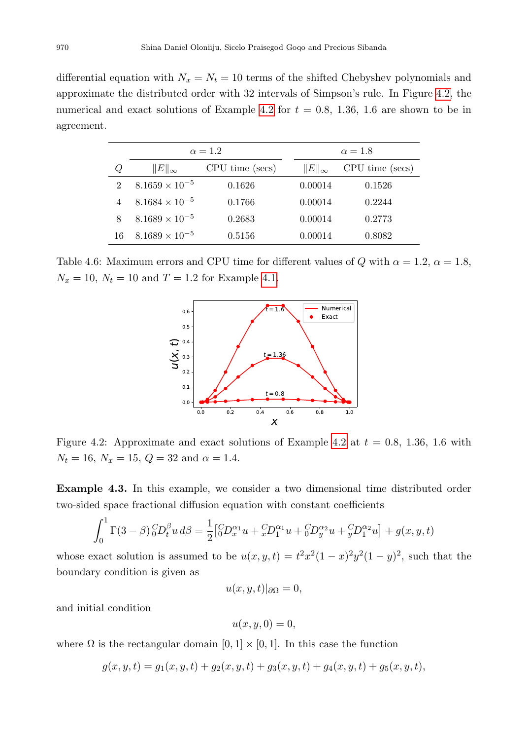differential equation with $N_x = N_t = 10$ terms of the shifted Chebyshev polynomials and approximate the distributed order with 32 intervals of Simpson's rule. In Figure 4.2, the numerical and exact solutions of Example 4.2 for $t = 0.8$, 1.36, 1.6 are shown to be in agreement.

| | $\alpha = 1.2$ | | $\alpha = 1.8$ | |
|---|---|---|---|---|
| $Q$ | $\|E\|_\infty$ | CPU time (secs) | $\|E\|_\infty$ | CPU time (secs) |
| 2 | $8.1659 \times 10^{-5}$ | 0.1626 | 0.00014 | 0.1526 |
| 4 | $8.1684 \times 10^{-5}$ | 0.1766 | 0.00014 | 0.2244 |
| 8 | $8.1689 \times 10^{-5}$ | 0.2683 | 0.00014 | 0.2773 |
| 16 | $8.1689 \times 10^{-5}$ | 0.5156 | 0.00014 | 0.8082 |

Table 4.6: Maximum errors and CPU time for different values of $Q$ with $\alpha = 1.2$, $\alpha = 1.8$, $N_x = 10$, $N_t = 10$ and $T = 1.2$ for Example 4.1.

Figure 4.2: Approximate and exact solutions of Example 4.2 at $t = 0.8$, 1.36, 1.6 with $N_t = 16$, $N_x = 15$, $Q = 32$ and $\alpha = 1.4$.

**Example 4.3.** In this example, we consider a two dimensional time distributed order two-sided space fractional diffusion equation with constant coefficients

$$\int_0^1 \Gamma(3-\beta)\, {}_0^C D_t^\beta u \, d\beta = \frac{1}{2}\left[{}_0^C D_x^{\alpha_1} u + {}_x^C D_1^{\alpha_1} u + {}_0^C D_y^{\alpha_2} u + {}_y^C D_1^{\alpha_2} u\right] + g(x, y, t)$$

whose exact solution is assumed to be $u(x, y, t) = t^2 x^2 (1-x)^2 y^2 (1-y)^2$, such that the boundary condition is given as

$$u(x, y, t)|_{\partial\Omega} = 0,$$

and initial condition

$$u(x, y, 0) = 0,$$

where $\Omega$ is the rectangular domain $[0, 1] \times [0, 1]$. In this case the function

$$g(x, y, t) = g_1(x, y, t) + g_2(x, y, t) + g_3(x, y, t) + g_4(x, y, t) + g_5(x, y, t),$$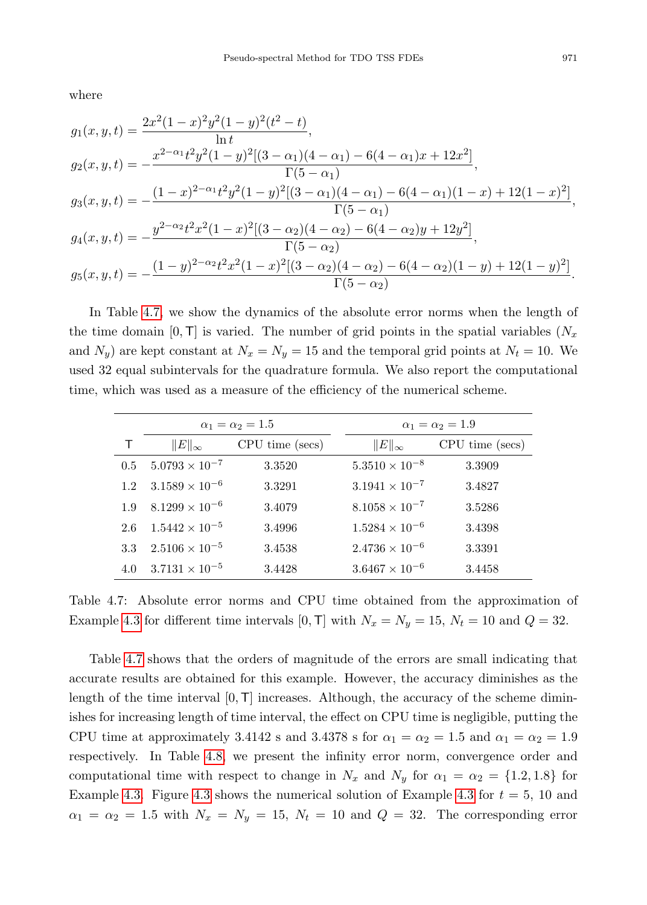where

$$
\begin{aligned}
g_1(x,y,t) &= \frac{2x^2(1-x)^2y^2(1-y)^2(t^2-t)}{\ln t},\\
g_2(x,y,t) &= -\frac{x^{2-\alpha_1}t^2y^2(1-y)^2[(3-\alpha_1)(4-\alpha_1)-6(4-\alpha_1)x+12x^2]}{\Gamma(5-\alpha_1)},\\
g_3(x,y,t) &= -\frac{(1-x)^{2-\alpha_1}t^2y^2(1-y)^2[(3-\alpha_1)(4-\alpha_1)-6(4-\alpha_1)(1-x)+12(1-x)^2]}{\Gamma(5-\alpha_1)},\\
g_4(x,y,t) &= -\frac{y^{2-\alpha_2}t^2x^2(1-x)^2[(3-\alpha_2)(4-\alpha_2)-6(4-\alpha_2)y+12y^2]}{\Gamma(5-\alpha_2)},\\
g_5(x,y,t) &= -\frac{(1-y)^{2-\alpha_2}t^2x^2(1-x)^2[(3-\alpha_2)(4-\alpha_2)-6(4-\alpha_2)(1-y)+12(1-y)^2]}{\Gamma(5-\alpha_2)}.
\end{aligned}
$$

In Table 4.7, we show the dynamics of the absolute error norms when the length of the time domain $[0, \mathsf{T}]$ is varied. The number of grid points in the spatial variables ($N_x$ and $N_y$) are kept constant at $N_x = N_y = 15$ and the temporal grid points at $N_t = 10$. We used 32 equal subintervals for the quadrature formula. We also report the computational time, which was used as a measure of the efficiency of the numerical scheme.

| | $\alpha_1 = \alpha_2 = 1.5$ | | $\alpha_1 = \alpha_2 = 1.9$ | |
|---|---|---|---|---|
| $\mathsf{T}$ | $\lVert E\rVert_\infty$ | CPU time (secs) | $\lVert E\rVert_\infty$ | CPU time (secs) |
| 0.5 | $5.0793 \times 10^{-7}$ | 3.3520 | $5.3510 \times 10^{-8}$ | 3.3909 |
| 1.2 | $3.1589 \times 10^{-6}$ | 3.3291 | $3.1941 \times 10^{-7}$ | 3.4827 |
| 1.9 | $8.1299 \times 10^{-6}$ | 3.4079 | $8.1058 \times 10^{-7}$ | 3.5286 |
| 2.6 | $1.5442 \times 10^{-5}$ | 3.4996 | $1.5284 \times 10^{-6}$ | 3.4398 |
| 3.3 | $2.5106 \times 10^{-5}$ | 3.4538 | $2.4736 \times 10^{-6}$ | 3.3391 |
| 4.0 | $3.7131 \times 10^{-5}$ | 3.4428 | $3.6467 \times 10^{-6}$ | 3.4458 |

Table 4.7: Absolute error norms and CPU time obtained from the approximation of Example 4.3 for different time intervals $[0, \mathsf{T}]$ with $N_x = N_y = 15$, $N_t = 10$ and $Q = 32$.

Table 4.7 shows that the orders of magnitude of the errors are small indicating that accurate results are obtained for this example. However, the accuracy diminishes as the length of the time interval $[0, \mathsf{T}]$ increases. Although, the accuracy of the scheme diminishes for increasing length of time interval, the effect on CPU time is negligible, putting the CPU time at approximately 3.4142 s and 3.4378 s for $\alpha_1 = \alpha_2 = 1.5$ and $\alpha_1 = \alpha_2 = 1.9$ respectively. In Table 4.8, we present the infinity error norm, convergence order and computational time with respect to change in $N_x$ and $N_y$ for $\alpha_1 = \alpha_2 = \{1.2, 1.8\}$ for Example 4.3. Figure 4.3 shows the numerical solution of Example 4.3 for $t = 5$, 10 and $\alpha_1 = \alpha_2 = 1.5$ with $N_x = N_y = 15$, $N_t = 10$ and $Q = 32$. The corresponding error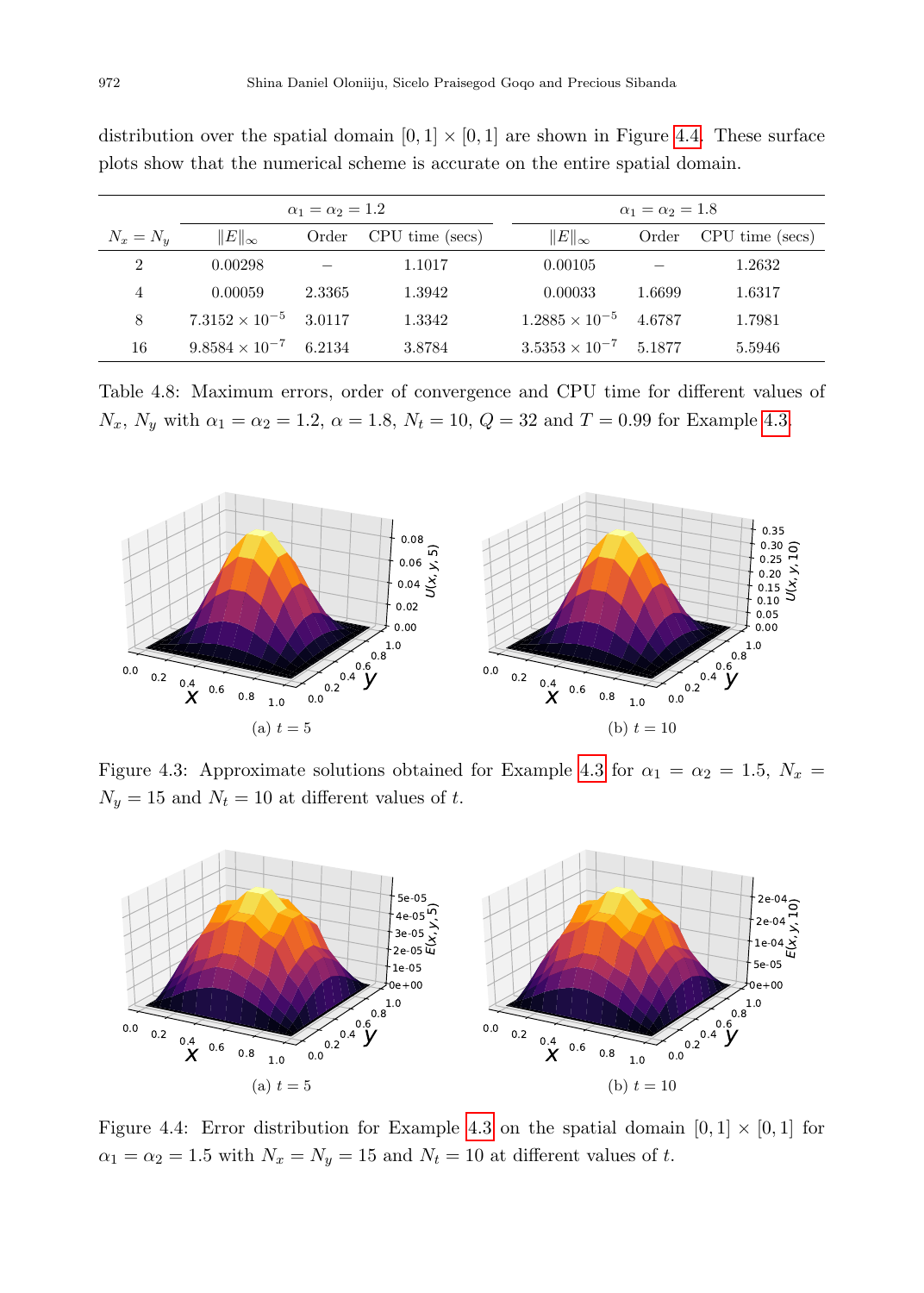distribution over the spatial domain $[0,1]\times[0,1]$ are shown in Figure 4.4. These surface plots show that the numerical scheme is accurate on the entire spatial domain.

| | $\alpha_1=\alpha_2=1.2$ | | | $\alpha_1=\alpha_2=1.8$ | | |
|---|---|---|---|---|---|---|
| $N_x=N_y$ | $\|E\|_\infty$ | Order | CPU time (secs) | $\|E\|_\infty$ | Order | CPU time (secs) |
| 2 | 0.00298 | – | 1.1017 | 0.00105 | – | 1.2632 |
| 4 | 0.00059 | 2.3365 | 1.3942 | 0.00033 | 1.6699 | 1.6317 |
| 8 | $7.3152\times10^{-5}$ | 3.0117 | 1.3342 | $1.2885\times10^{-5}$ | 4.6787 | 1.7981 |
| 16 | $9.8584\times10^{-7}$ | 6.2134 | 3.8784 | $3.5353\times10^{-7}$ | 5.1877 | 5.5946 |

Table 4.8: Maximum errors, order of convergence and CPU time for different values of $N_x$, $N_y$ with $\alpha_1=\alpha_2=1.2$, $\alpha=1.8$, $N_t=10$, $Q=32$ and $T=0.99$ for Example 4.3.

(a) $t=5$

(b) $t=10$

Figure 4.3: Approximate solutions obtained for Example 4.3 for $\alpha_1=\alpha_2=1.5$, $N_x=N_y=15$ and $N_t=10$ at different values of $t$.

(a) $t=5$

(b) $t=10$

Figure 4.4: Error distribution for Example 4.3 on the spatial domain $[0,1]\times[0,1]$ for $\alpha_1=\alpha_2=1.5$ with $N_x=N_y=15$ and $N_t=10$ at different values of $t$.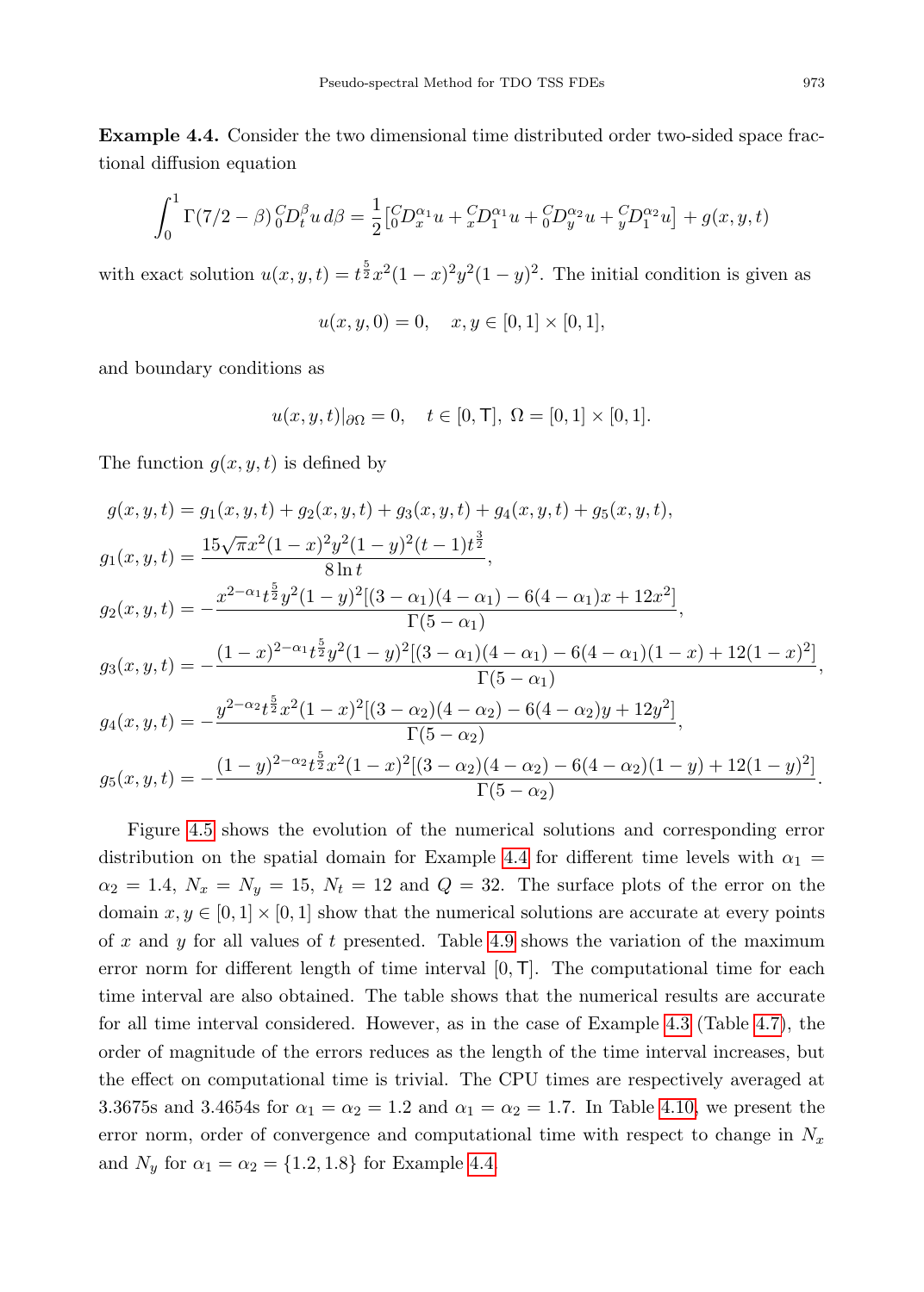**Example 4.4.** Consider the two dimensional time distributed order two-sided space fractional diffusion equation

$$\int_0^1 \Gamma(7/2-\beta)\, {}_0^C D_t^{\beta} u\, d\beta = \frac{1}{2}\left[{}_0^C D_x^{\alpha_1} u + {}_x^C D_1^{\alpha_1} u + {}_0^C D_y^{\alpha_2} u + {}_y^C D_1^{\alpha_2} u\right] + g(x,y,t)$$

with exact solution $u(x,y,t) = t^{\frac{5}{2}} x^2(1-x)^2 y^2 (1-y)^2$. The initial condition is given as

$$u(x,y,0) = 0, \quad x, y \in [0,1]\times[0,1],$$

and boundary conditions as

$$u(x,y,t)|_{\partial\Omega} = 0, \quad t \in [0,\mathsf{T}],\ \Omega = [0,1]\times[0,1].$$

The function $g(x,y,t)$ is defined by

$$g(x,y,t) = g_1(x,y,t) + g_2(x,y,t) + g_3(x,y,t) + g_4(x,y,t) + g_5(x,y,t),$$

$$g_1(x,y,t) = \frac{15\sqrt{\pi} x^2(1-x)^2 y^2(1-y)^2 (t-1) t^{\frac{3}{2}}}{8\ln t},$$

$$g_2(x,y,t) = -\frac{x^{2-\alpha_1} t^{\frac{5}{2}} y^2(1-y)^2[(3-\alpha_1)(4-\alpha_1) - 6(4-\alpha_1)x + 12x^2]}{\Gamma(5-\alpha_1)},$$

$$g_3(x,y,t) = -\frac{(1-x)^{2-\alpha_1} t^{\frac{5}{2}} y^2(1-y)^2[(3-\alpha_1)(4-\alpha_1) - 6(4-\alpha_1)(1-x) + 12(1-x)^2]}{\Gamma(5-\alpha_1)},$$

$$g_4(x,y,t) = -\frac{y^{2-\alpha_2} t^{\frac{5}{2}} x^2(1-x)^2[(3-\alpha_2)(4-\alpha_2) - 6(4-\alpha_2)y + 12y^2]}{\Gamma(5-\alpha_2)},$$

$$g_5(x,y,t) = -\frac{(1-y)^{2-\alpha_2} t^{\frac{5}{2}} x^2(1-x)^2[(3-\alpha_2)(4-\alpha_2) - 6(4-\alpha_2)(1-y) + 12(1-y)^2]}{\Gamma(5-\alpha_2)}.$$

Figure 4.5 shows the evolution of the numerical solutions and corresponding error distribution on the spatial domain for Example 4.4 for different time levels with $\alpha_1 = \alpha_2 = 1.4$, $N_x = N_y = 15$, $N_t = 12$ and $Q = 32$. The surface plots of the error on the domain $x, y \in [0,1]\times[0,1]$ show that the numerical solutions are accurate at every points of $x$ and $y$ for all values of $t$ presented. Table 4.9 shows the variation of the maximum error norm for different length of time interval $[0,\mathsf{T}]$. The computational time for each time interval are also obtained. The table shows that the numerical results are accurate for all time interval considered. However, as in the case of Example 4.3 (Table 4.7), the order of magnitude of the errors reduces as the length of the time interval increases, but the effect on computational time is trivial. The CPU times are respectively averaged at 3.3675s and 3.4654s for $\alpha_1 = \alpha_2 = 1.2$ and $\alpha_1 = \alpha_2 = 1.7$. In Table 4.10, we present the error norm, order of convergence and computational time with respect to change in $N_x$ and $N_y$ for $\alpha_1 = \alpha_2 = \{1.2, 1.8\}$ for Example 4.4.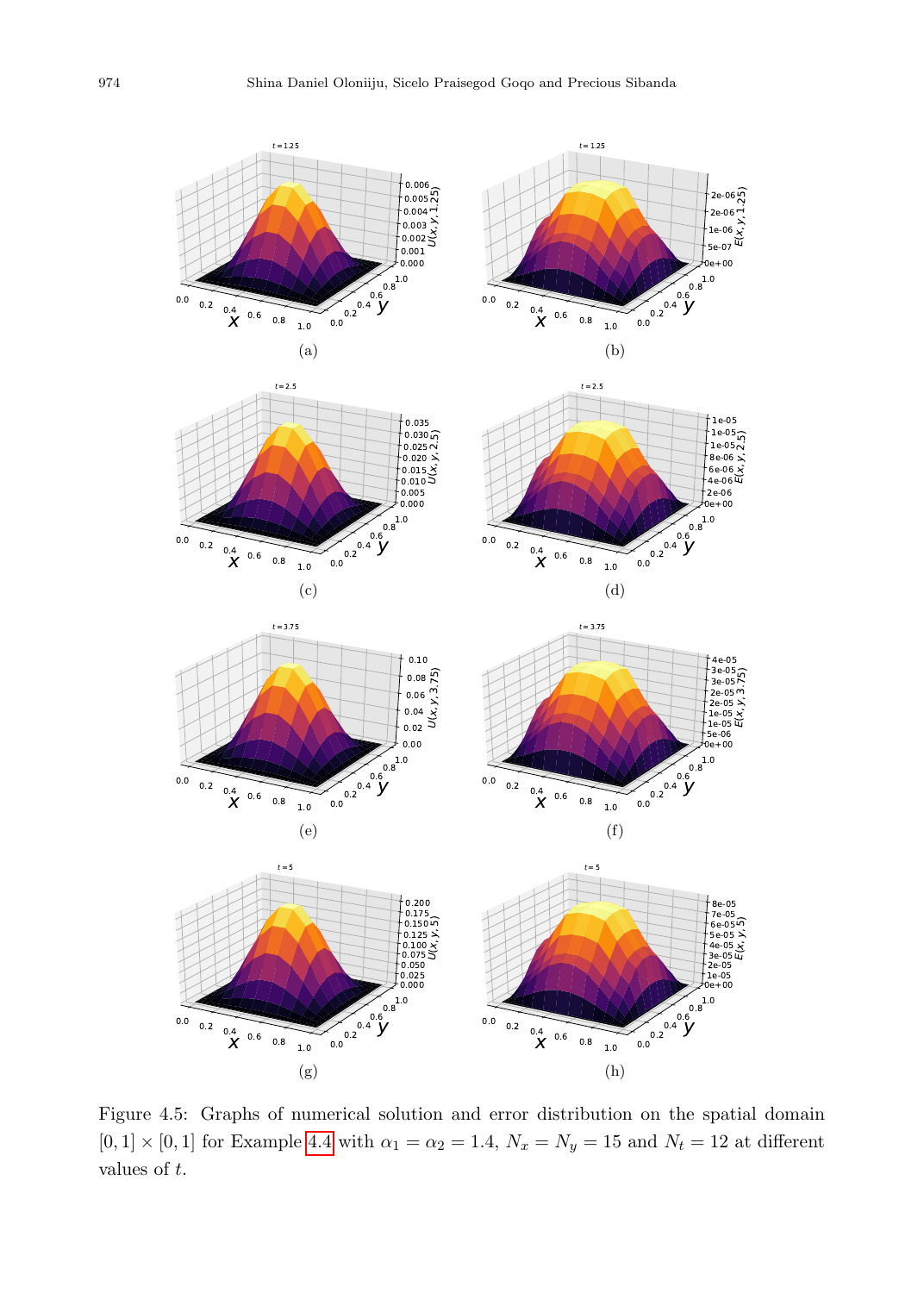(a)

(b)

(c)

(d)

(e)

(f)

(g)

(h)

Figure 4.5: Graphs of numerical solution and error distribution on the spatial domain $[0, 1] \times [0, 1]$ for Example 4.4 with $\alpha_1 = \alpha_2 = 1.4$, $N_x = N_y = 15$ and $N_t = 12$ at different values of $t$.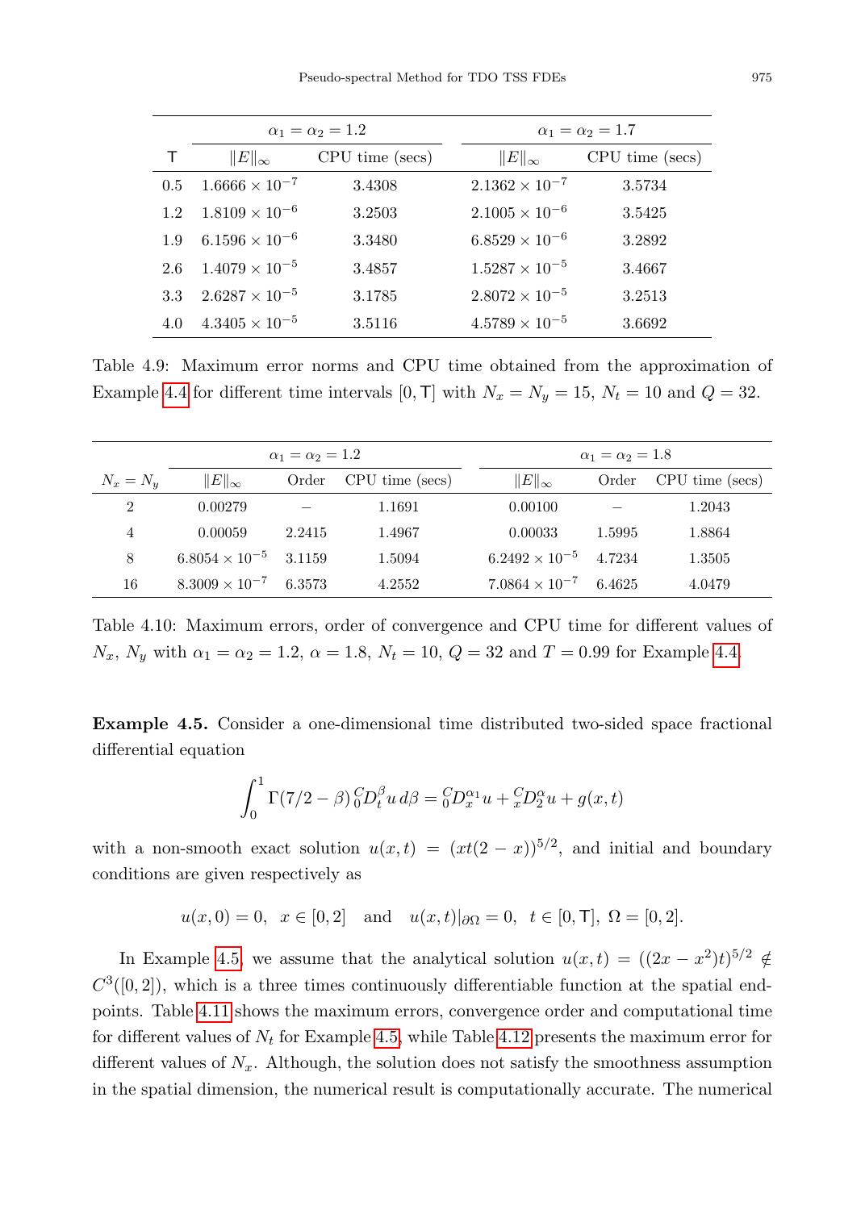| T | $\alpha_1 = \alpha_2 = 1.2$ | | $\alpha_1 = \alpha_2 = 1.7$ | |
|---|---|---|---|---|
| | $\|E\|_\infty$ | CPU time (secs) | $\|E\|_\infty$ | CPU time (secs) |
| 0.5 | $1.6666 \times 10^{-7}$ | 3.4308 | $2.1362 \times 10^{-7}$ | 3.5734 |
| 1.2 | $1.8109 \times 10^{-6}$ | 3.2503 | $2.1005 \times 10^{-6}$ | 3.5425 |
| 1.9 | $6.1596 \times 10^{-6}$ | 3.3480 | $6.8529 \times 10^{-6}$ | 3.2892 |
| 2.6 | $1.4079 \times 10^{-5}$ | 3.4857 | $1.5287 \times 10^{-5}$ | 3.4667 |
| 3.3 | $2.6287 \times 10^{-5}$ | 3.1785 | $2.8072 \times 10^{-5}$ | 3.2513 |
| 4.0 | $4.3405 \times 10^{-5}$ | 3.5116 | $4.5789 \times 10^{-5}$ | 3.6692 |

Table 4.9: Maximum error norms and CPU time obtained from the approximation of Example 4.4 for different time intervals $[0, \mathsf{T}]$ with $N_x = N_y = 15$, $N_t = 10$ and $Q = 32$.

| $N_x = N_y$ | $\alpha_1 = \alpha_2 = 1.2$ | | | $\alpha_1 = \alpha_2 = 1.8$ | | |
|---|---|---|---|---|---|---|
| | $\|E\|_\infty$ | Order | CPU time (secs) | $\|E\|_\infty$ | Order | CPU time (secs) |
| 2 | 0.00279 | – | 1.1691 | 0.00100 | – | 1.2043 |
| 4 | 0.00059 | 2.2415 | 1.4967 | 0.00033 | 1.5995 | 1.8864 |
| 8 | $6.8054 \times 10^{-5}$ | 3.1159 | 1.5094 | $6.2492 \times 10^{-5}$ | 4.7234 | 1.3505 |
| 16 | $8.3009 \times 10^{-7}$ | 6.3573 | 4.2552 | $7.0864 \times 10^{-7}$ | 6.4625 | 4.0479 |

Table 4.10: Maximum errors, order of convergence and CPU time for different values of $N_x$, $N_y$ with $\alpha_1 = \alpha_2 = 1.2$, $\alpha = 1.8$, $N_t = 10$, $Q = 32$ and $T = 0.99$ for Example 4.4.

**Example 4.5.** Consider a one-dimensional time distributed two-sided space fractional differential equation

$$\int_0^1 \Gamma(7/2 - \beta)\, {}_0^C D_t^\beta u \, d\beta = {}_0^C D_x^{\alpha_1} u + {}_x^C D_2^{\alpha} u + g(x,t)$$

with a non-smooth exact solution $u(x,t) = (xt(2-x))^{5/2}$, and initial and boundary conditions are given respectively as

$$u(x,0) = 0, \quad x \in [0,2] \quad \text{and} \quad u(x,t)|_{\partial\Omega} = 0, \quad t \in [0, \mathsf{T}], \ \Omega = [0,2].$$

In Example 4.5, we assume that the analytical solution $u(x,t) = ((2x - x^2)t)^{5/2} \notin C^3([0,2])$, which is a three times continuously differentiable function at the spatial endpoints. Table 4.11 shows the maximum errors, convergence order and computational time for different values of $N_t$ for Example 4.5, while Table 4.12 presents the maximum error for different values of $N_x$. Although, the solution does not satisfy the smoothness assumption in the spatial dimension, the numerical result is computationally accurate. The numerical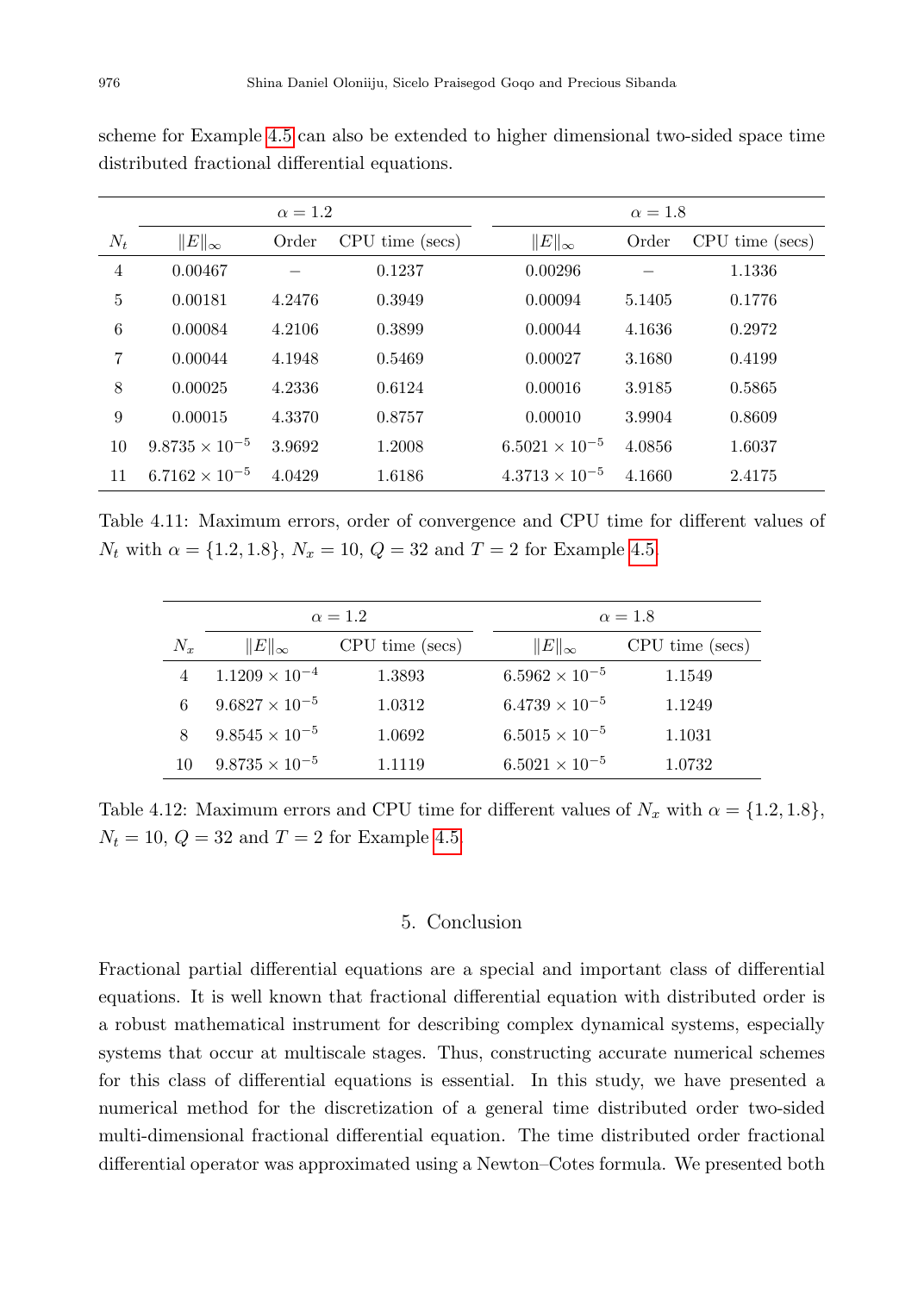scheme for Example 4.5 can also be extended to higher dimensional two-sided space time distributed fractional differential equations.

| | $\alpha = 1.2$ | | | $\alpha = 1.8$ | | |
|---|---|---|---|---|---|---|
| $N_t$ | $\|E\|_\infty$ | Order | CPU time (secs) | $\|E\|_\infty$ | Order | CPU time (secs) |
| 4 | 0.00467 | – | 0.1237 | 0.00296 | – | 1.1336 |
| 5 | 0.00181 | 4.2476 | 0.3949 | 0.00094 | 5.1405 | 0.1776 |
| 6 | 0.00084 | 4.2106 | 0.3899 | 0.00044 | 4.1636 | 0.2972 |
| 7 | 0.00044 | 4.1948 | 0.5469 | 0.00027 | 3.1680 | 0.4199 |
| 8 | 0.00025 | 4.2336 | 0.6124 | 0.00016 | 3.9185 | 0.5865 |
| 9 | 0.00015 | 4.3370 | 0.8757 | 0.00010 | 3.9904 | 0.8609 |
| 10 | $9.8735 \times 10^{-5}$ | 3.9692 | 1.2008 | $6.5021 \times 10^{-5}$ | 4.0856 | 1.6037 |
| 11 | $6.7162 \times 10^{-5}$ | 4.0429 | 1.6186 | $4.3713 \times 10^{-5}$ | 4.1660 | 2.4175 |

Table 4.11: Maximum errors, order of convergence and CPU time for different values of $N_t$ with $\alpha = \{1.2, 1.8\}$, $N_x = 10$, $Q = 32$ and $T = 2$ for Example 4.5.

| | $\alpha = 1.2$ | | $\alpha = 1.8$ | |
|---|---|---|---|---|
| $N_x$ | $\|E\|_\infty$ | CPU time (secs) | $\|E\|_\infty$ | CPU time (secs) |
| 4 | $1.1209 \times 10^{-4}$ | 1.3893 | $6.5962 \times 10^{-5}$ | 1.1549 |
| 6 | $9.6827 \times 10^{-5}$ | 1.0312 | $6.4739 \times 10^{-5}$ | 1.1249 |
| 8 | $9.8545 \times 10^{-5}$ | 1.0692 | $6.5015 \times 10^{-5}$ | 1.1031 |
| 10 | $9.8735 \times 10^{-5}$ | 1.1119 | $6.5021 \times 10^{-5}$ | 1.0732 |

Table 4.12: Maximum errors and CPU time for different values of $N_x$ with $\alpha = \{1.2, 1.8\}$, $N_t = 10$, $Q = 32$ and $T = 2$ for Example 4.5.

## 5. Conclusion

Fractional partial differential equations are a special and important class of differential equations. It is well known that fractional differential equation with distributed order is a robust mathematical instrument for describing complex dynamical systems, especially systems that occur at multiscale stages. Thus, constructing accurate numerical schemes for this class of differential equations is essential. In this study, we have presented a numerical method for the discretization of a general time distributed order two-sided multi-dimensional fractional differential equation. The time distributed order fractional differential operator was approximated using a Newton–Cotes formula. We presented both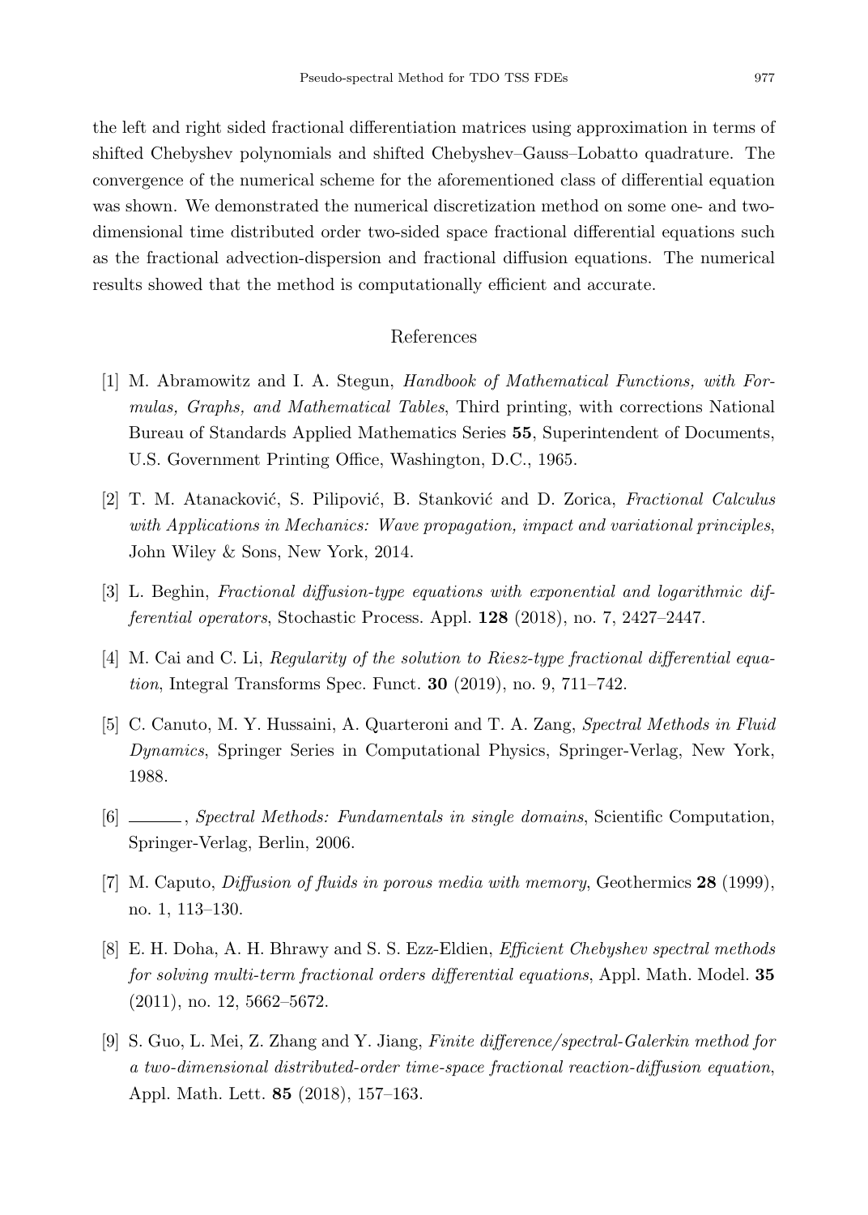the left and right sided fractional differentiation matrices using approximation in terms of shifted Chebyshev polynomials and shifted Chebyshev–Gauss–Lobatto quadrature. The convergence of the numerical scheme for the aforementioned class of differential equation was shown. We demonstrated the numerical discretization method on some one- and two-dimensional time distributed order two-sided space fractional differential equations such as the fractional advection-dispersion and fractional diffusion equations. The numerical results showed that the method is computationally efficient and accurate.

## References

[1] M. Abramowitz and I. A. Stegun, *Handbook of Mathematical Functions, with Formulas, Graphs, and Mathematical Tables*, Third printing, with corrections National Bureau of Standards Applied Mathematics Series **55**, Superintendent of Documents, U.S. Government Printing Office, Washington, D.C., 1965.

[2] T. M. Atanacković, S. Pilipović, B. Stanković and D. Zorica, *Fractional Calculus with Applications in Mechanics: Wave propagation, impact and variational principles*, John Wiley & Sons, New York, 2014.

[3] L. Beghin, *Fractional diffusion-type equations with exponential and logarithmic differential operators*, Stochastic Process. Appl. **128** (2018), no. 7, 2427–2447.

[4] M. Cai and C. Li, *Regularity of the solution to Riesz-type fractional differential equation*, Integral Transforms Spec. Funct. **30** (2019), no. 9, 711–742.

[5] C. Canuto, M. Y. Hussaini, A. Quarteroni and T. A. Zang, *Spectral Methods in Fluid Dynamics*, Springer Series in Computational Physics, Springer-Verlag, New York, 1988.

[6] ______, *Spectral Methods: Fundamentals in single domains*, Scientific Computation, Springer-Verlag, Berlin, 2006.

[7] M. Caputo, *Diffusion of fluids in porous media with memory*, Geothermics **28** (1999), no. 1, 113–130.

[8] E. H. Doha, A. H. Bhrawy and S. S. Ezz-Eldien, *Efficient Chebyshev spectral methods for solving multi-term fractional orders differential equations*, Appl. Math. Model. **35** (2011), no. 12, 5662–5672.

[9] S. Guo, L. Mei, Z. Zhang and Y. Jiang, *Finite difference/spectral-Galerkin method for a two-dimensional distributed-order time-space fractional reaction-diffusion equation*, Appl. Math. Lett. **85** (2018), 157–163.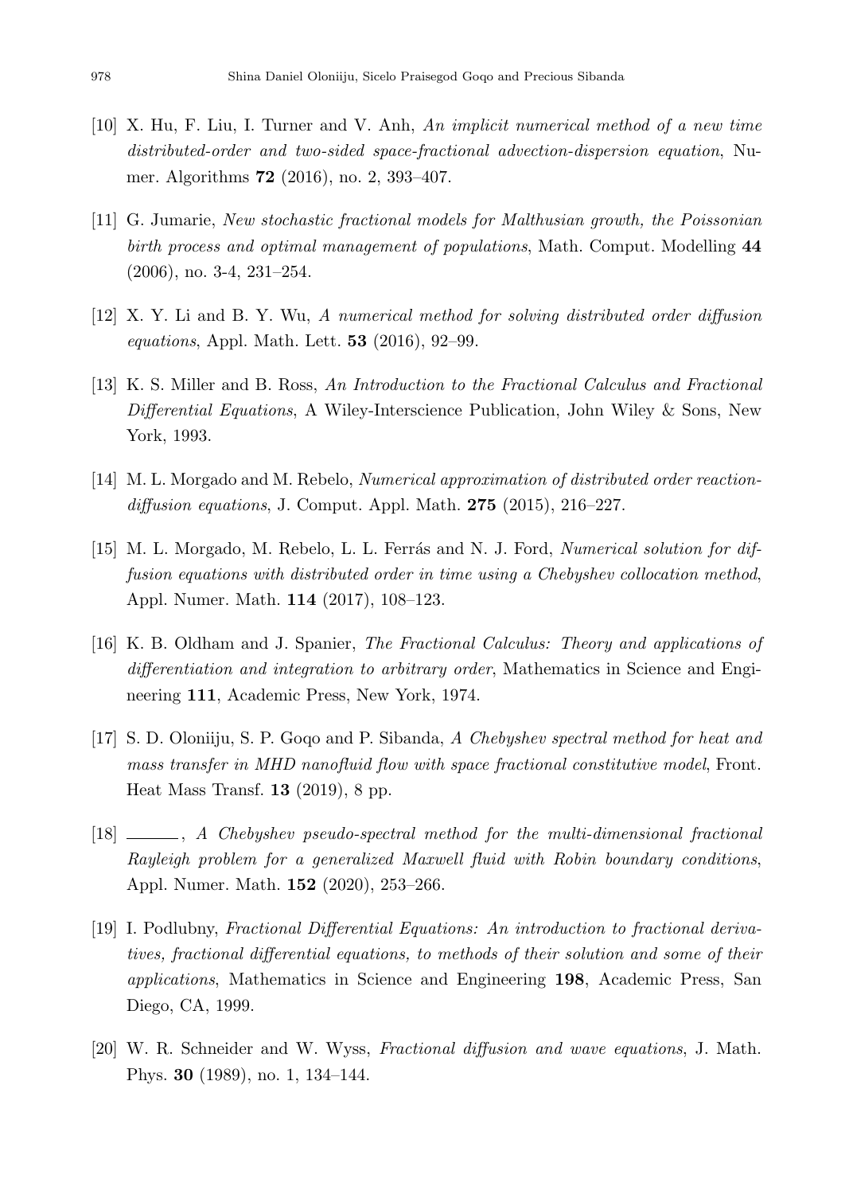[10] X. Hu, F. Liu, I. Turner and V. Anh, *An implicit numerical method of a new time distributed-order and two-sided space-fractional advection-dispersion equation*, Numer. Algorithms **72** (2016), no. 2, 393–407.

[11] G. Jumarie, *New stochastic fractional models for Malthusian growth, the Poissonian birth process and optimal management of populations*, Math. Comput. Modelling **44** (2006), no. 3-4, 231–254.

[12] X. Y. Li and B. Y. Wu, *A numerical method for solving distributed order diffusion equations*, Appl. Math. Lett. **53** (2016), 92–99.

[13] K. S. Miller and B. Ross, *An Introduction to the Fractional Calculus and Fractional Differential Equations*, A Wiley-Interscience Publication, John Wiley & Sons, New York, 1993.

[14] M. L. Morgado and M. Rebelo, *Numerical approximation of distributed order reaction-diffusion equations*, J. Comput. Appl. Math. **275** (2015), 216–227.

[15] M. L. Morgado, M. Rebelo, L. L. Ferrás and N. J. Ford, *Numerical solution for diffusion equations with distributed order in time using a Chebyshev collocation method*, Appl. Numer. Math. **114** (2017), 108–123.

[16] K. B. Oldham and J. Spanier, *The Fractional Calculus: Theory and applications of differentiation and integration to arbitrary order*, Mathematics in Science and Engineering **111**, Academic Press, New York, 1974.

[17] S. D. Oloniiju, S. P. Goqo and P. Sibanda, *A Chebyshev spectral method for heat and mass transfer in MHD nanofluid flow with space fractional constitutive model*, Front. Heat Mass Transf. **13** (2019), 8 pp.

[18] ———, *A Chebyshev pseudo-spectral method for the multi-dimensional fractional Rayleigh problem for a generalized Maxwell fluid with Robin boundary conditions*, Appl. Numer. Math. **152** (2020), 253–266.

[19] I. Podlubny, *Fractional Differential Equations: An introduction to fractional derivatives, fractional differential equations, to methods of their solution and some of their applications*, Mathematics in Science and Engineering **198**, Academic Press, San Diego, CA, 1999.

[20] W. R. Schneider and W. Wyss, *Fractional diffusion and wave equations*, J. Math. Phys. **30** (1989), no. 1, 134–144.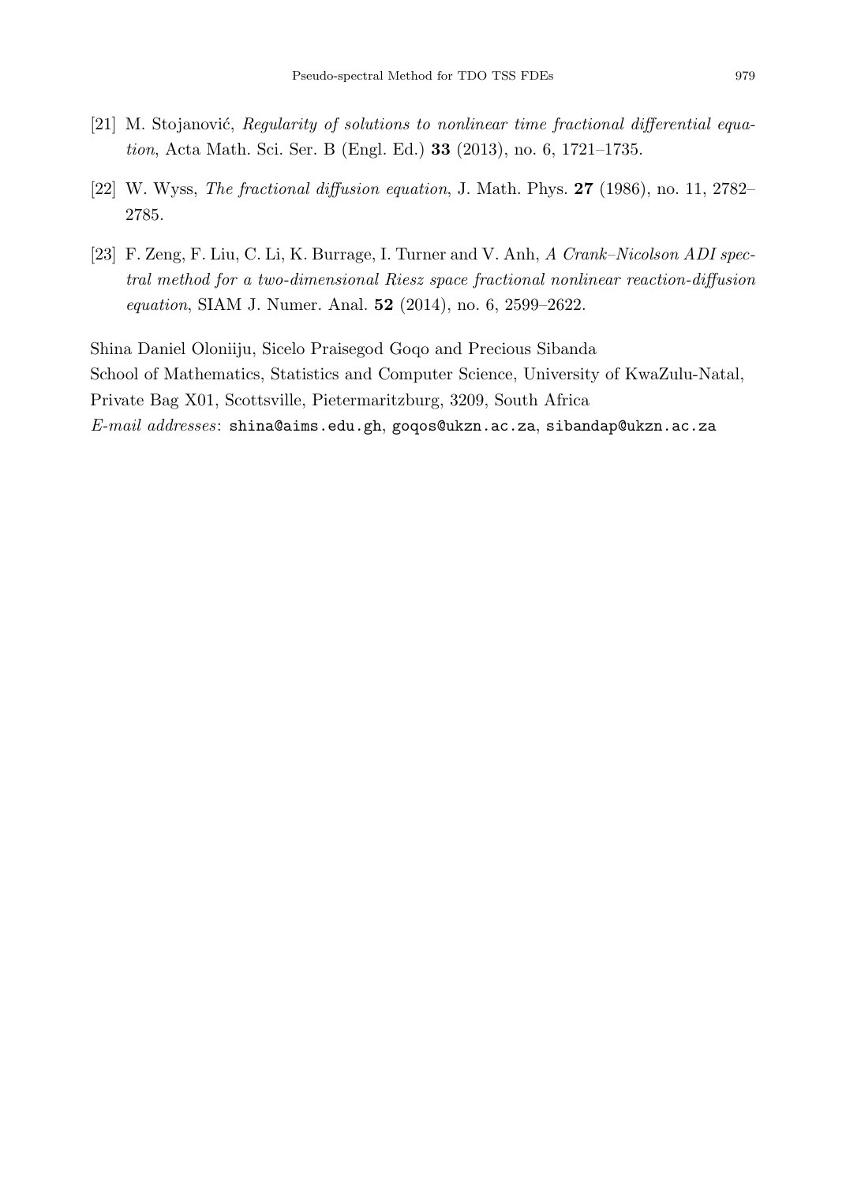[21] M. Stojanović, *Regularity of solutions to nonlinear time fractional differential equation*, Acta Math. Sci. Ser. B (Engl. Ed.) **33** (2013), no. 6, 1721–1735.

[22] W. Wyss, *The fractional diffusion equation*, J. Math. Phys. **27** (1986), no. 11, 2782–2785.

[23] F. Zeng, F. Liu, C. Li, K. Burrage, I. Turner and V. Anh, *A Crank–Nicolson ADI spectral method for a two-dimensional Riesz space fractional nonlinear reaction-diffusion equation*, SIAM J. Numer. Anal. **52** (2014), no. 6, 2599–2622.

Shina Daniel Oloniiju, Sicelo Praisegod Goqo and Precious Sibanda
School of Mathematics, Statistics and Computer Science, University of KwaZulu-Natal, Private Bag X01, Scottsville, Pietermaritzburg, 3209, South Africa
*E-mail addresses*: `shina@aims.edu.gh`, `goqos@ukzn.ac.za`, `sibandap@ukzn.ac.za`